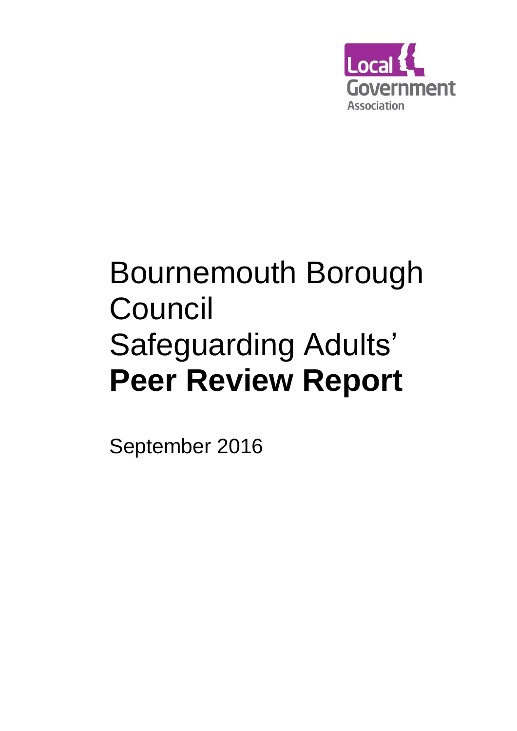Local Government Association

# Bournemouth Borough Council Safeguarding Adults' **Peer Review Report**

September 2016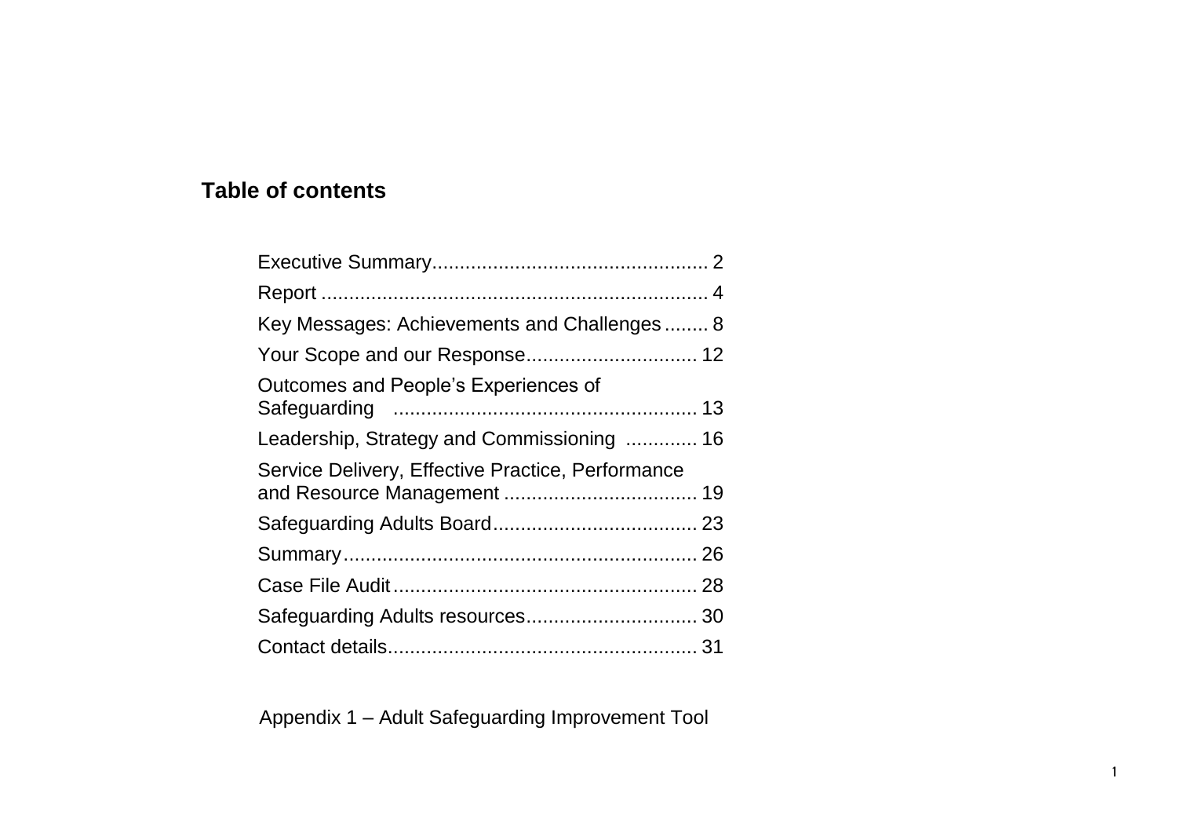## Table of contents

Executive Summary.................................................. 2

Report ...................................................................... 4

Key Messages: Achievements and Challenges ........ 8

Your Scope and our Response............................... 12

Outcomes and People's Experiences of Safeguarding ....................................................... 13

Leadership, Strategy and Commissioning ............. 16

Service Delivery, Effective Practice, Performance and Resource Management ................................... 19

Safeguarding Adults Board..................................... 23

Summary................................................................ 26

Case File Audit....................................................... 28

Safeguarding Adults resources............................... 30

Contact details........................................................ 31

Appendix 1 – Adult Safeguarding Improvement Tool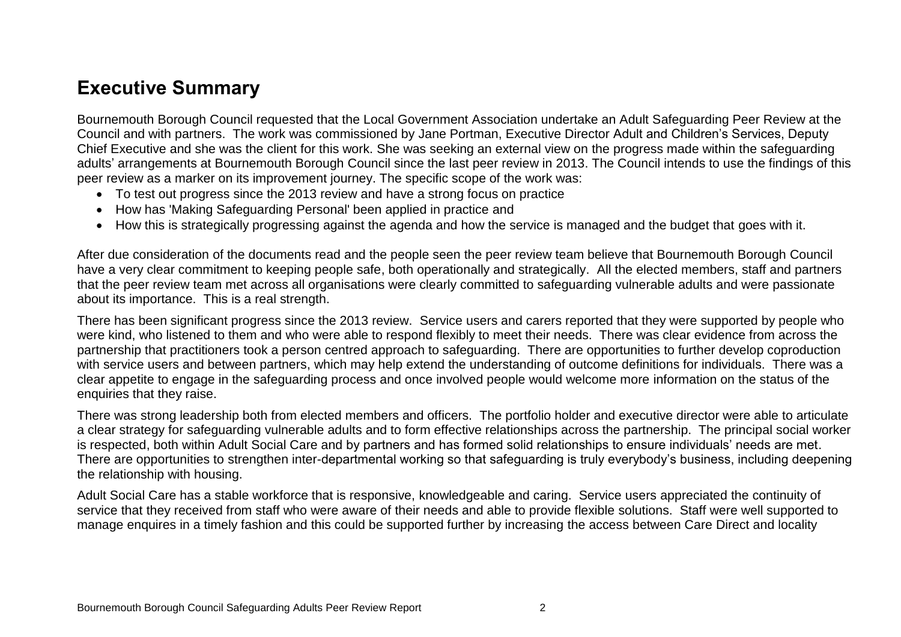## Executive Summary

Bournemouth Borough Council requested that the Local Government Association undertake an Adult Safeguarding Peer Review at the Council and with partners. The work was commissioned by Jane Portman, Executive Director Adult and Children's Services, Deputy Chief Executive and she was the client for this work. She was seeking an external view on the progress made within the safeguarding adults' arrangements at Bournemouth Borough Council since the last peer review in 2013. The Council intends to use the findings of this peer review as a marker on its improvement journey. The specific scope of the work was:

- To test out progress since the 2013 review and have a strong focus on practice
- How has 'Making Safeguarding Personal' been applied in practice and
- How this is strategically progressing against the agenda and how the service is managed and the budget that goes with it.

After due consideration of the documents read and the people seen the peer review team believe that Bournemouth Borough Council have a very clear commitment to keeping people safe, both operationally and strategically. All the elected members, staff and partners that the peer review team met across all organisations were clearly committed to safeguarding vulnerable adults and were passionate about its importance. This is a real strength.

There has been significant progress since the 2013 review. Service users and carers reported that they were supported by people who were kind, who listened to them and who were able to respond flexibly to meet their needs. There was clear evidence from across the partnership that practitioners took a person centred approach to safeguarding. There are opportunities to further develop coproduction with service users and between partners, which may help extend the understanding of outcome definitions for individuals. There was a clear appetite to engage in the safeguarding process and once involved people would welcome more information on the status of the enquiries that they raise.

There was strong leadership both from elected members and officers. The portfolio holder and executive director were able to articulate a clear strategy for safeguarding vulnerable adults and to form effective relationships across the partnership. The principal social worker is respected, both within Adult Social Care and by partners and has formed solid relationships to ensure individuals' needs are met. There are opportunities to strengthen inter-departmental working so that safeguarding is truly everybody's business, including deepening the relationship with housing.

Adult Social Care has a stable workforce that is responsive, knowledgeable and caring. Service users appreciated the continuity of service that they received from staff who were aware of their needs and able to provide flexible solutions. Staff were well supported to manage enquires in a timely fashion and this could be supported further by increasing the access between Care Direct and locality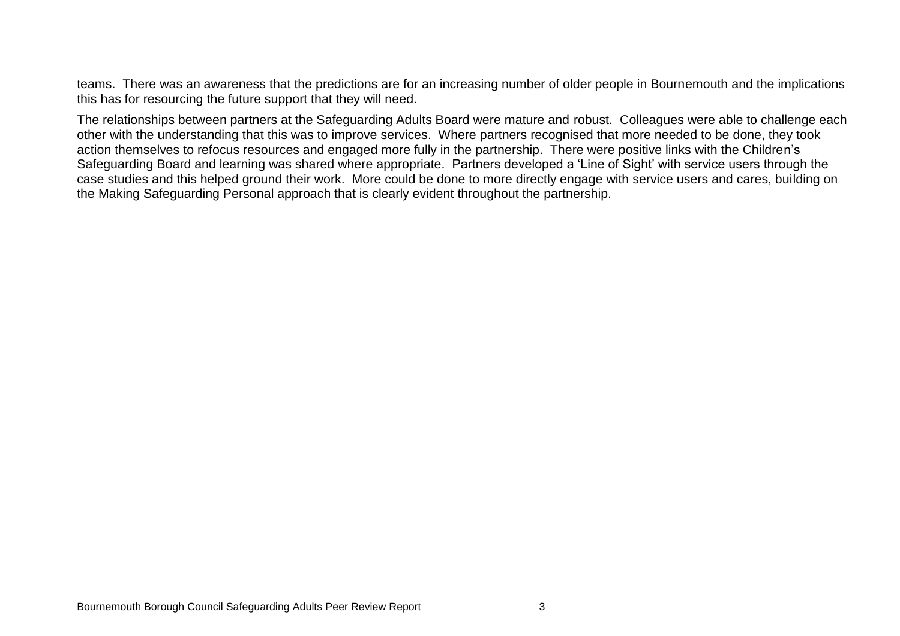teams. There was an awareness that the predictions are for an increasing number of older people in Bournemouth and the implications this has for resourcing the future support that they will need.

The relationships between partners at the Safeguarding Adults Board were mature and robust. Colleagues were able to challenge each other with the understanding that this was to improve services. Where partners recognised that more needed to be done, they took action themselves to refocus resources and engaged more fully in the partnership. There were positive links with the Children's Safeguarding Board and learning was shared where appropriate. Partners developed a 'Line of Sight' with service users through the case studies and this helped ground their work. More could be done to more directly engage with service users and cares, building on the Making Safeguarding Personal approach that is clearly evident throughout the partnership.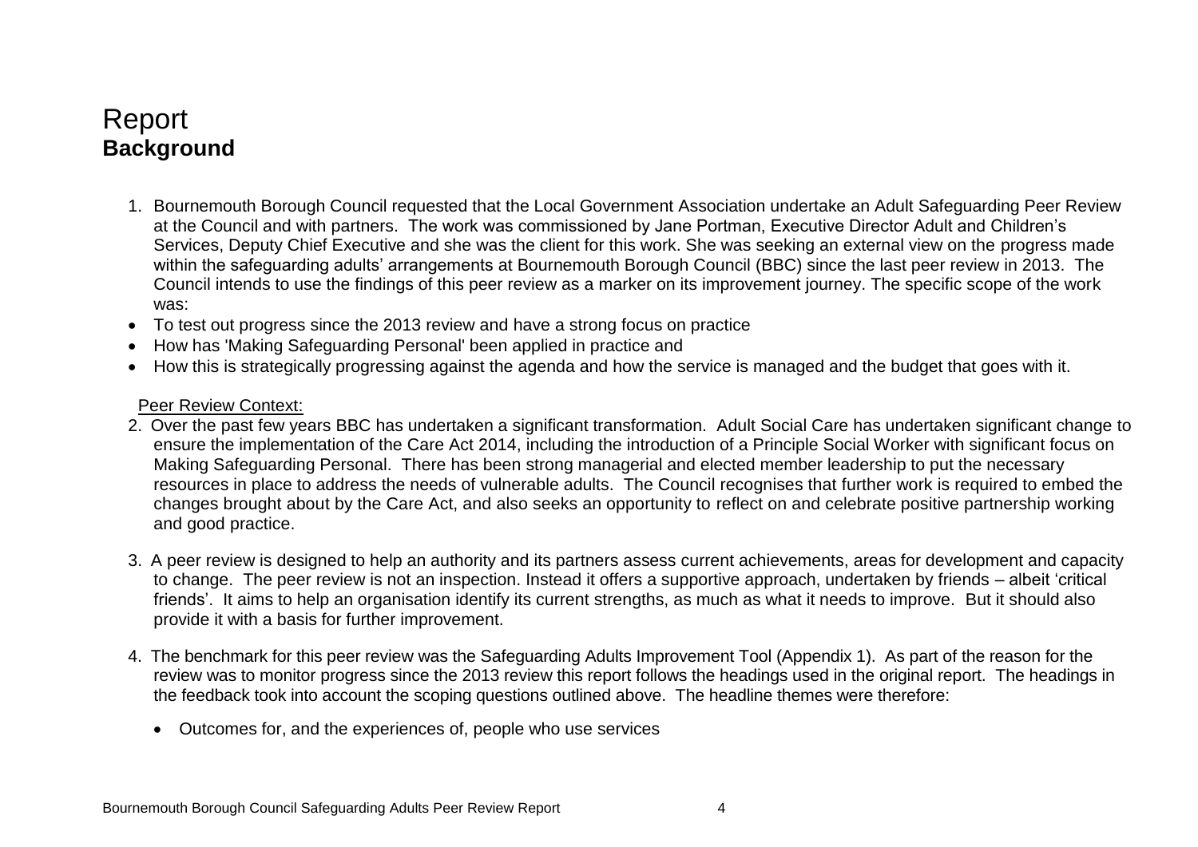# Report

## Background

1. Bournemouth Borough Council requested that the Local Government Association undertake an Adult Safeguarding Peer Review at the Council and with partners. The work was commissioned by Jane Portman, Executive Director Adult and Children's Services, Deputy Chief Executive and she was the client for this work. She was seeking an external view on the progress made within the safeguarding adults' arrangements at Bournemouth Borough Council (BBC) since the last peer review in 2013. The Council intends to use the findings of this peer review as a marker on its improvement journey. The specific scope of the work was:

- To test out progress since the 2013 review and have a strong focus on practice
- How has 'Making Safeguarding Personal' been applied in practice and
- How this is strategically progressing against the agenda and how the service is managed and the budget that goes with it.

<u>Peer Review Context:</u>

2. Over the past few years BBC has undertaken a significant transformation. Adult Social Care has undertaken significant change to ensure the implementation of the Care Act 2014, including the introduction of a Principle Social Worker with significant focus on Making Safeguarding Personal. There has been strong managerial and elected member leadership to put the necessary resources in place to address the needs of vulnerable adults. The Council recognises that further work is required to embed the changes brought about by the Care Act, and also seeks an opportunity to reflect on and celebrate positive partnership working and good practice.

3. A peer review is designed to help an authority and its partners assess current achievements, areas for development and capacity to change. The peer review is not an inspection. Instead it offers a supportive approach, undertaken by friends – albeit 'critical friends'. It aims to help an organisation identify its current strengths, as much as what it needs to improve. But it should also provide it with a basis for further improvement.

4. The benchmark for this peer review was the Safeguarding Adults Improvement Tool (Appendix 1). As part of the reason for the review was to monitor progress since the 2013 review this report follows the headings used in the original report. The headings in the feedback took into account the scoping questions outlined above. The headline themes were therefore:

   - Outcomes for, and the experiences of, people who use services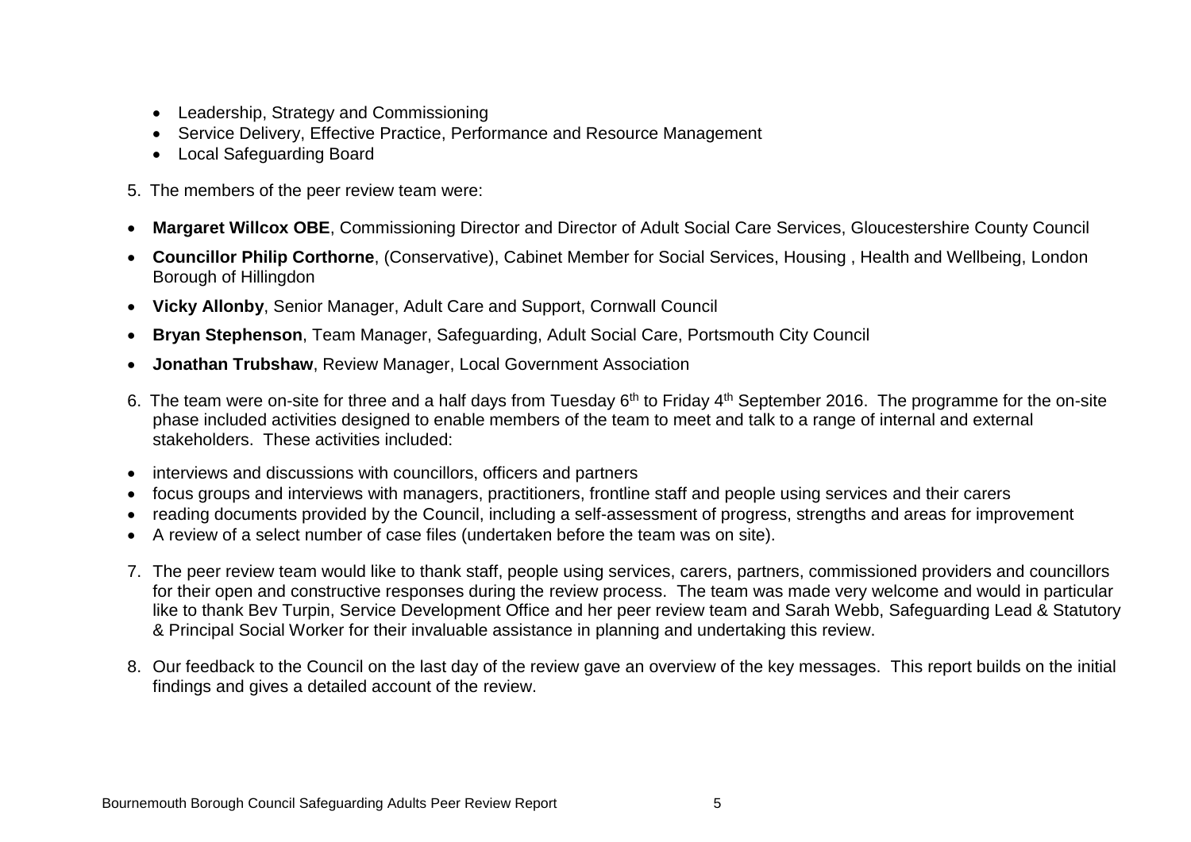- Leadership, Strategy and Commissioning
- Service Delivery, Effective Practice, Performance and Resource Management
- Local Safeguarding Board

5. The members of the peer review team were:

- **Margaret Willcox OBE**, Commissioning Director and Director of Adult Social Care Services, Gloucestershire County Council
- **Councillor Philip Corthorne**, (Conservative), Cabinet Member for Social Services, Housing , Health and Wellbeing, London Borough of Hillingdon
- **Vicky Allonby**, Senior Manager, Adult Care and Support, Cornwall Council
- **Bryan Stephenson**, Team Manager, Safeguarding, Adult Social Care, Portsmouth City Council
- **Jonathan Trubshaw**, Review Manager, Local Government Association

6. The team were on-site for three and a half days from Tuesday 6th to Friday 4th September 2016. The programme for the on-site phase included activities designed to enable members of the team to meet and talk to a range of internal and external stakeholders. These activities included:

- interviews and discussions with councillors, officers and partners
- focus groups and interviews with managers, practitioners, frontline staff and people using services and their carers
- reading documents provided by the Council, including a self-assessment of progress, strengths and areas for improvement
- A review of a select number of case files (undertaken before the team was on site).

7. The peer review team would like to thank staff, people using services, carers, partners, commissioned providers and councillors for their open and constructive responses during the review process. The team was made very welcome and would in particular like to thank Bev Turpin, Service Development Office and her peer review team and Sarah Webb, Safeguarding Lead & Statutory & Principal Social Worker for their invaluable assistance in planning and undertaking this review.

8. Our feedback to the Council on the last day of the review gave an overview of the key messages. This report builds on the initial findings and gives a detailed account of the review.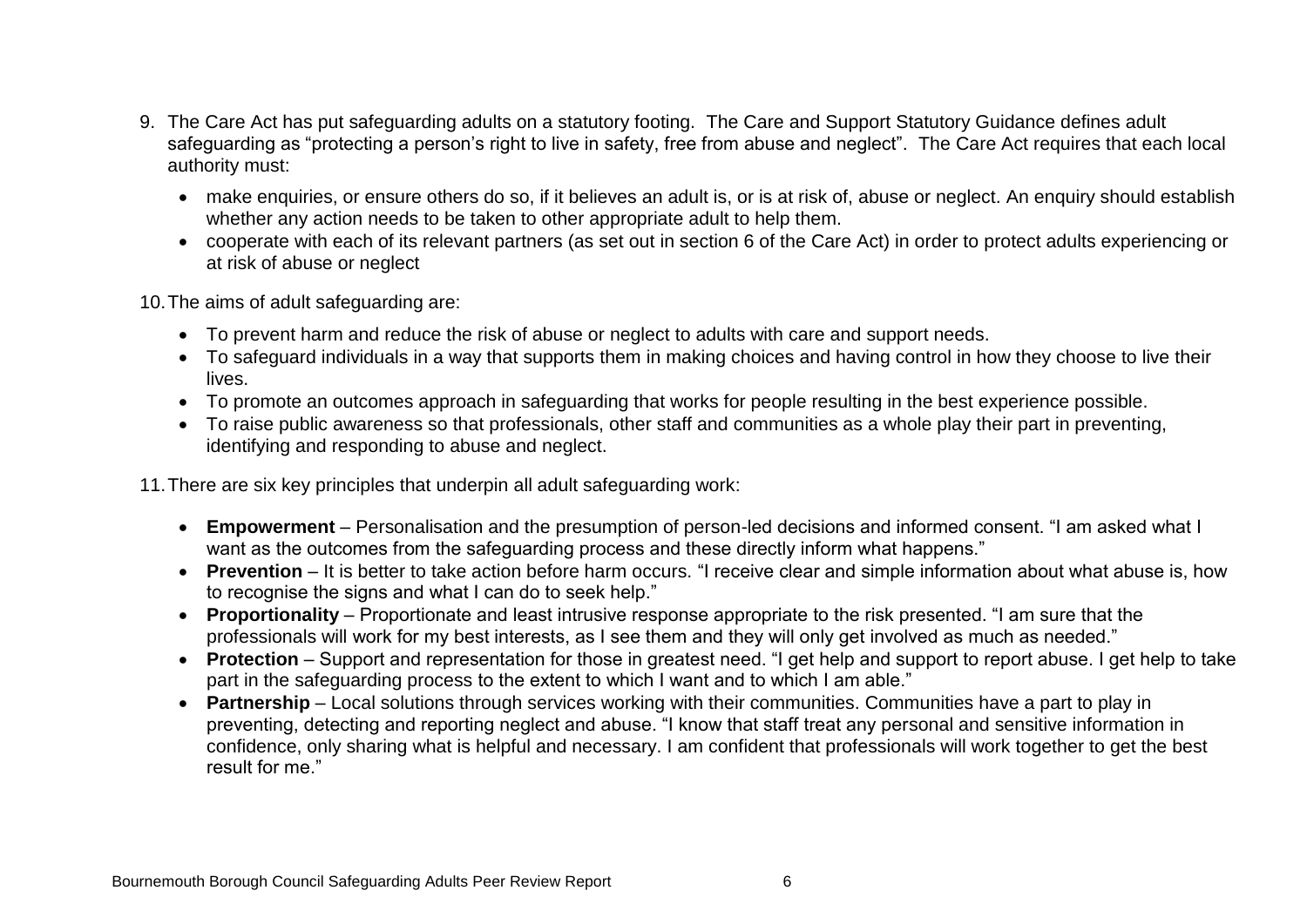9. The Care Act has put safeguarding adults on a statutory footing. The Care and Support Statutory Guidance defines adult safeguarding as "protecting a person's right to live in safety, free from abuse and neglect". The Care Act requires that each local authority must:

   - make enquiries, or ensure others do so, if it believes an adult is, or is at risk of, abuse or neglect. An enquiry should establish whether any action needs to be taken to other appropriate adult to help them.
   - cooperate with each of its relevant partners (as set out in section 6 of the Care Act) in order to protect adults experiencing or at risk of abuse or neglect

10. The aims of adult safeguarding are:

    - To prevent harm and reduce the risk of abuse or neglect to adults with care and support needs.
    - To safeguard individuals in a way that supports them in making choices and having control in how they choose to live their lives.
    - To promote an outcomes approach in safeguarding that works for people resulting in the best experience possible.
    - To raise public awareness so that professionals, other staff and communities as a whole play their part in preventing, identifying and responding to abuse and neglect.

11. There are six key principles that underpin all adult safeguarding work:

    - **Empowerment** – Personalisation and the presumption of person-led decisions and informed consent. "I am asked what I want as the outcomes from the safeguarding process and these directly inform what happens."
    - **Prevention** – It is better to take action before harm occurs. "I receive clear and simple information about what abuse is, how to recognise the signs and what I can do to seek help."
    - **Proportionality** – Proportionate and least intrusive response appropriate to the risk presented. "I am sure that the professionals will work for my best interests, as I see them and they will only get involved as much as needed."
    - **Protection** – Support and representation for those in greatest need. "I get help and support to report abuse. I get help to take part in the safeguarding process to the extent to which I want and to which I am able."
    - **Partnership** – Local solutions through services working with their communities. Communities have a part to play in preventing, detecting and reporting neglect and abuse. "I know that staff treat any personal and sensitive information in confidence, only sharing what is helpful and necessary. I am confident that professionals will work together to get the best result for me."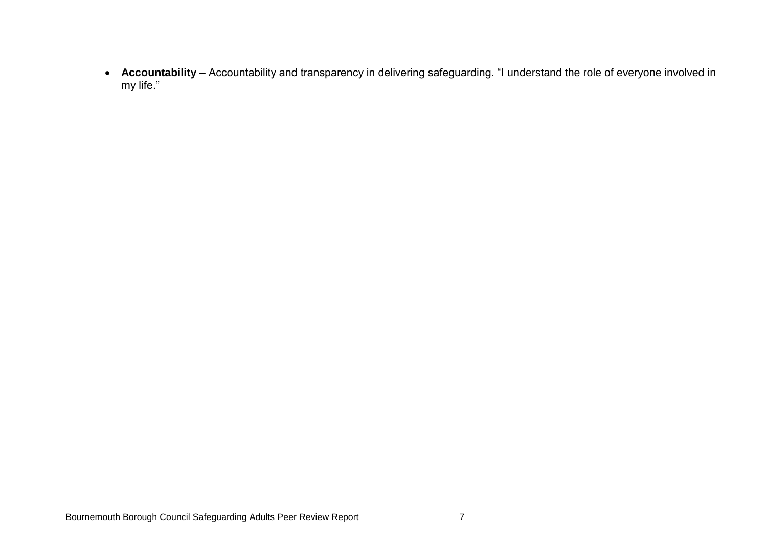- **Accountability** – Accountability and transparency in delivering safeguarding. “I understand the role of everyone involved in my life.”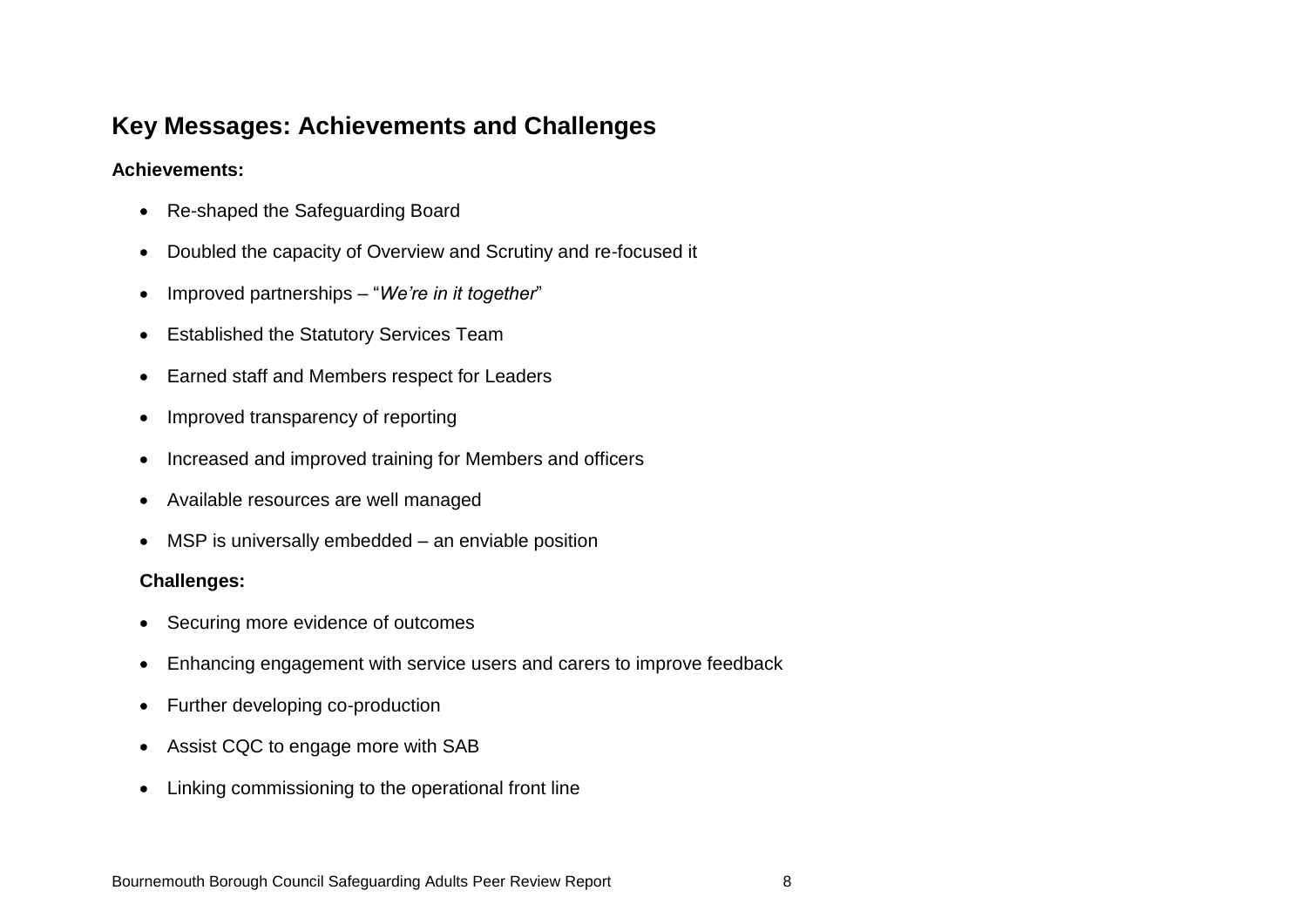## Key Messages: Achievements and Challenges

**Achievements:**

- Re-shaped the Safeguarding Board
- Doubled the capacity of Overview and Scrutiny and re-focused it
- Improved partnerships – "*We're in it together*"
- Established the Statutory Services Team
- Earned staff and Members respect for Leaders
- Improved transparency of reporting
- Increased and improved training for Members and officers
- Available resources are well managed
- MSP is universally embedded – an enviable position

**Challenges:**

- Securing more evidence of outcomes
- Enhancing engagement with service users and carers to improve feedback
- Further developing co-production
- Assist CQC to engage more with SAB
- Linking commissioning to the operational front line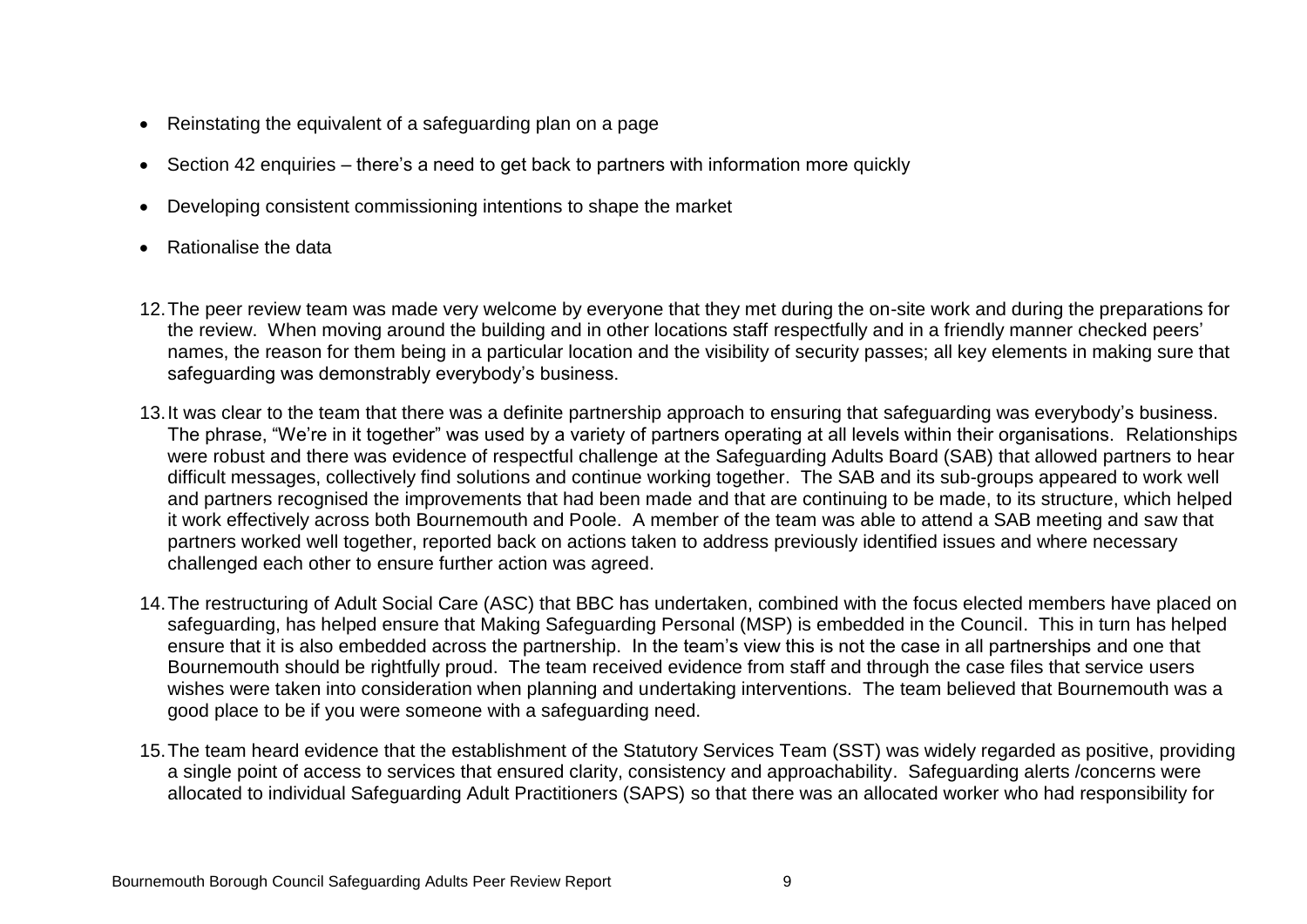- Reinstating the equivalent of a safeguarding plan on a page
- Section 42 enquiries – there's a need to get back to partners with information more quickly
- Developing consistent commissioning intentions to shape the market
- Rationalise the data

12. The peer review team was made very welcome by everyone that they met during the on-site work and during the preparations for the review. When moving around the building and in other locations staff respectfully and in a friendly manner checked peers' names, the reason for them being in a particular location and the visibility of security passes; all key elements in making sure that safeguarding was demonstrably everybody's business.

13. It was clear to the team that there was a definite partnership approach to ensuring that safeguarding was everybody's business. The phrase, "We're in it together" was used by a variety of partners operating at all levels within their organisations. Relationships were robust and there was evidence of respectful challenge at the Safeguarding Adults Board (SAB) that allowed partners to hear difficult messages, collectively find solutions and continue working together. The SAB and its sub-groups appeared to work well and partners recognised the improvements that had been made and that are continuing to be made, to its structure, which helped it work effectively across both Bournemouth and Poole. A member of the team was able to attend a SAB meeting and saw that partners worked well together, reported back on actions taken to address previously identified issues and where necessary challenged each other to ensure further action was agreed.

14. The restructuring of Adult Social Care (ASC) that BBC has undertaken, combined with the focus elected members have placed on safeguarding, has helped ensure that Making Safeguarding Personal (MSP) is embedded in the Council. This in turn has helped ensure that it is also embedded across the partnership. In the team's view this is not the case in all partnerships and one that Bournemouth should be rightfully proud. The team received evidence from staff and through the case files that service users wishes were taken into consideration when planning and undertaking interventions. The team believed that Bournemouth was a good place to be if you were someone with a safeguarding need.

15. The team heard evidence that the establishment of the Statutory Services Team (SST) was widely regarded as positive, providing a single point of access to services that ensured clarity, consistency and approachability. Safeguarding alerts /concerns were allocated to individual Safeguarding Adult Practitioners (SAPS) so that there was an allocated worker who had responsibility for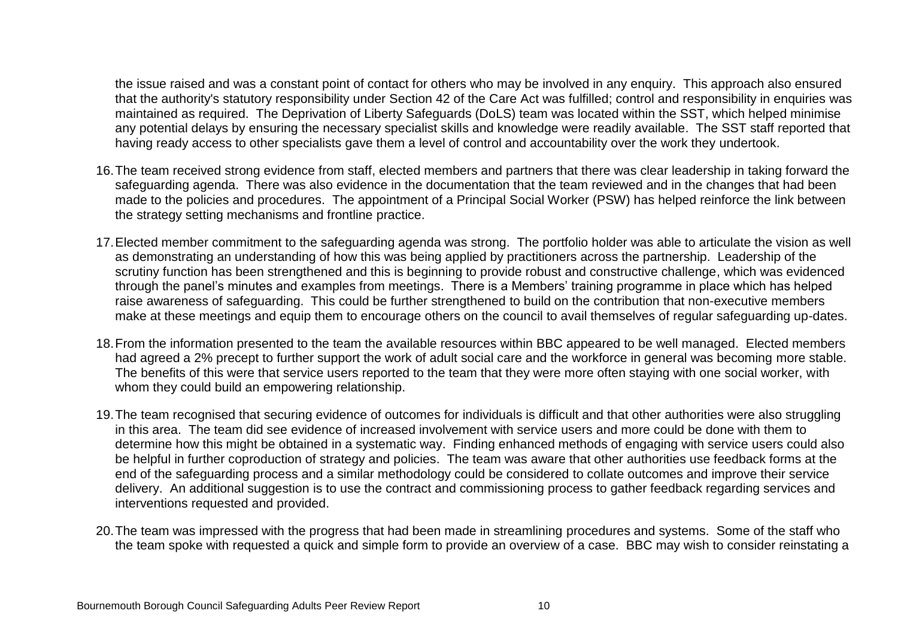the issue raised and was a constant point of contact for others who may be involved in any enquiry. This approach also ensured that the authority's statutory responsibility under Section 42 of the Care Act was fulfilled; control and responsibility in enquiries was maintained as required. The Deprivation of Liberty Safeguards (DoLS) team was located within the SST, which helped minimise any potential delays by ensuring the necessary specialist skills and knowledge were readily available. The SST staff reported that having ready access to other specialists gave them a level of control and accountability over the work they undertook.

16. The team received strong evidence from staff, elected members and partners that there was clear leadership in taking forward the safeguarding agenda. There was also evidence in the documentation that the team reviewed and in the changes that had been made to the policies and procedures. The appointment of a Principal Social Worker (PSW) has helped reinforce the link between the strategy setting mechanisms and frontline practice.

17. Elected member commitment to the safeguarding agenda was strong. The portfolio holder was able to articulate the vision as well as demonstrating an understanding of how this was being applied by practitioners across the partnership. Leadership of the scrutiny function has been strengthened and this is beginning to provide robust and constructive challenge, which was evidenced through the panel's minutes and examples from meetings. There is a Members' training programme in place which has helped raise awareness of safeguarding. This could be further strengthened to build on the contribution that non-executive members make at these meetings and equip them to encourage others on the council to avail themselves of regular safeguarding up-dates.

18. From the information presented to the team the available resources within BBC appeared to be well managed. Elected members had agreed a 2% precept to further support the work of adult social care and the workforce in general was becoming more stable. The benefits of this were that service users reported to the team that they were more often staying with one social worker, with whom they could build an empowering relationship.

19. The team recognised that securing evidence of outcomes for individuals is difficult and that other authorities were also struggling in this area. The team did see evidence of increased involvement with service users and more could be done with them to determine how this might be obtained in a systematic way. Finding enhanced methods of engaging with service users could also be helpful in further coproduction of strategy and policies. The team was aware that other authorities use feedback forms at the end of the safeguarding process and a similar methodology could be considered to collate outcomes and improve their service delivery. An additional suggestion is to use the contract and commissioning process to gather feedback regarding services and interventions requested and provided.

20. The team was impressed with the progress that had been made in streamlining procedures and systems. Some of the staff who the team spoke with requested a quick and simple form to provide an overview of a case. BBC may wish to consider reinstating a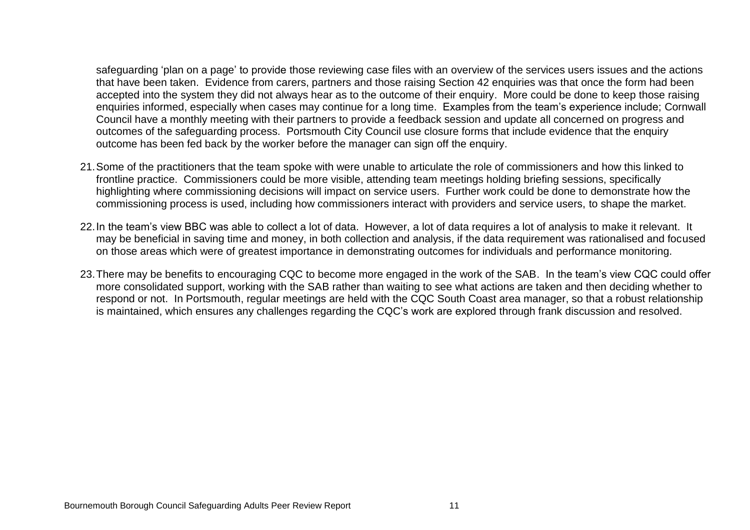safeguarding 'plan on a page' to provide those reviewing case files with an overview of the services users issues and the actions that have been taken. Evidence from carers, partners and those raising Section 42 enquiries was that once the form had been accepted into the system they did not always hear as to the outcome of their enquiry. More could be done to keep those raising enquiries informed, especially when cases may continue for a long time. Examples from the team's experience include; Cornwall Council have a monthly meeting with their partners to provide a feedback session and update all concerned on progress and outcomes of the safeguarding process. Portsmouth City Council use closure forms that include evidence that the enquiry outcome has been fed back by the worker before the manager can sign off the enquiry.

21. Some of the practitioners that the team spoke with were unable to articulate the role of commissioners and how this linked to frontline practice. Commissioners could be more visible, attending team meetings holding briefing sessions, specifically highlighting where commissioning decisions will impact on service users. Further work could be done to demonstrate how the commissioning process is used, including how commissioners interact with providers and service users, to shape the market.

22. In the team's view BBC was able to collect a lot of data. However, a lot of data requires a lot of analysis to make it relevant. It may be beneficial in saving time and money, in both collection and analysis, if the data requirement was rationalised and focused on those areas which were of greatest importance in demonstrating outcomes for individuals and performance monitoring.

23. There may be benefits to encouraging CQC to become more engaged in the work of the SAB. In the team's view CQC could offer more consolidated support, working with the SAB rather than waiting to see what actions are taken and then deciding whether to respond or not. In Portsmouth, regular meetings are held with the CQC South Coast area manager, so that a robust relationship is maintained, which ensures any challenges regarding the CQC's work are explored through frank discussion and resolved.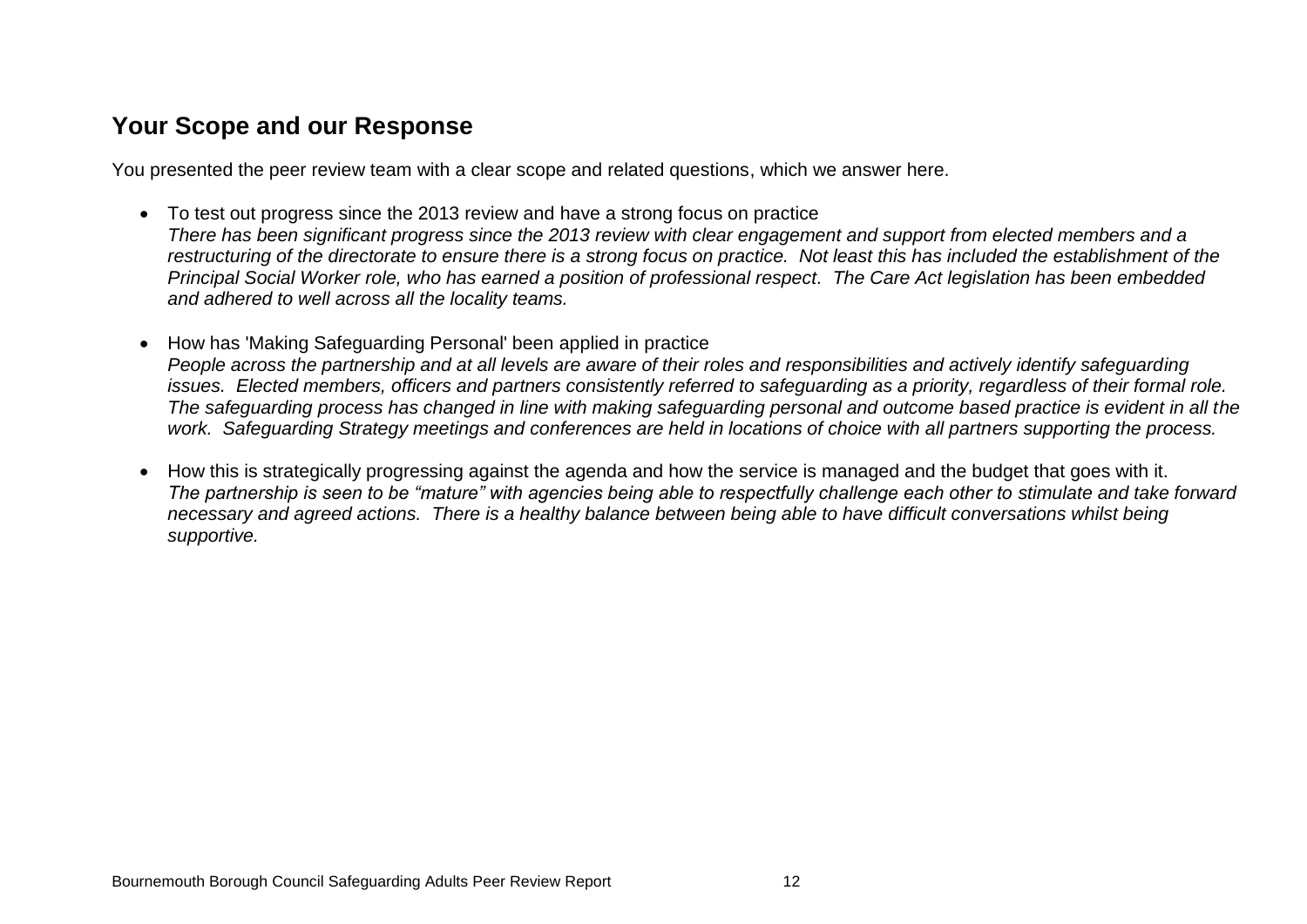## Your Scope and our Response

You presented the peer review team with a clear scope and related questions, which we answer here.

- To test out progress since the 2013 review and have a strong focus on practice
  *There has been significant progress since the 2013 review with clear engagement and support from elected members and a restructuring of the directorate to ensure there is a strong focus on practice. Not least this has included the establishment of the Principal Social Worker role, who has earned a position of professional respect. The Care Act legislation has been embedded and adhered to well across all the locality teams.*

- How has 'Making Safeguarding Personal' been applied in practice
  *People across the partnership and at all levels are aware of their roles and responsibilities and actively identify safeguarding issues. Elected members, officers and partners consistently referred to safeguarding as a priority, regardless of their formal role. The safeguarding process has changed in line with making safeguarding personal and outcome based practice is evident in all the work. Safeguarding Strategy meetings and conferences are held in locations of choice with all partners supporting the process.*

- How this is strategically progressing against the agenda and how the service is managed and the budget that goes with it.
  *The partnership is seen to be "mature" with agencies being able to respectfully challenge each other to stimulate and take forward necessary and agreed actions. There is a healthy balance between being able to have difficult conversations whilst being supportive.*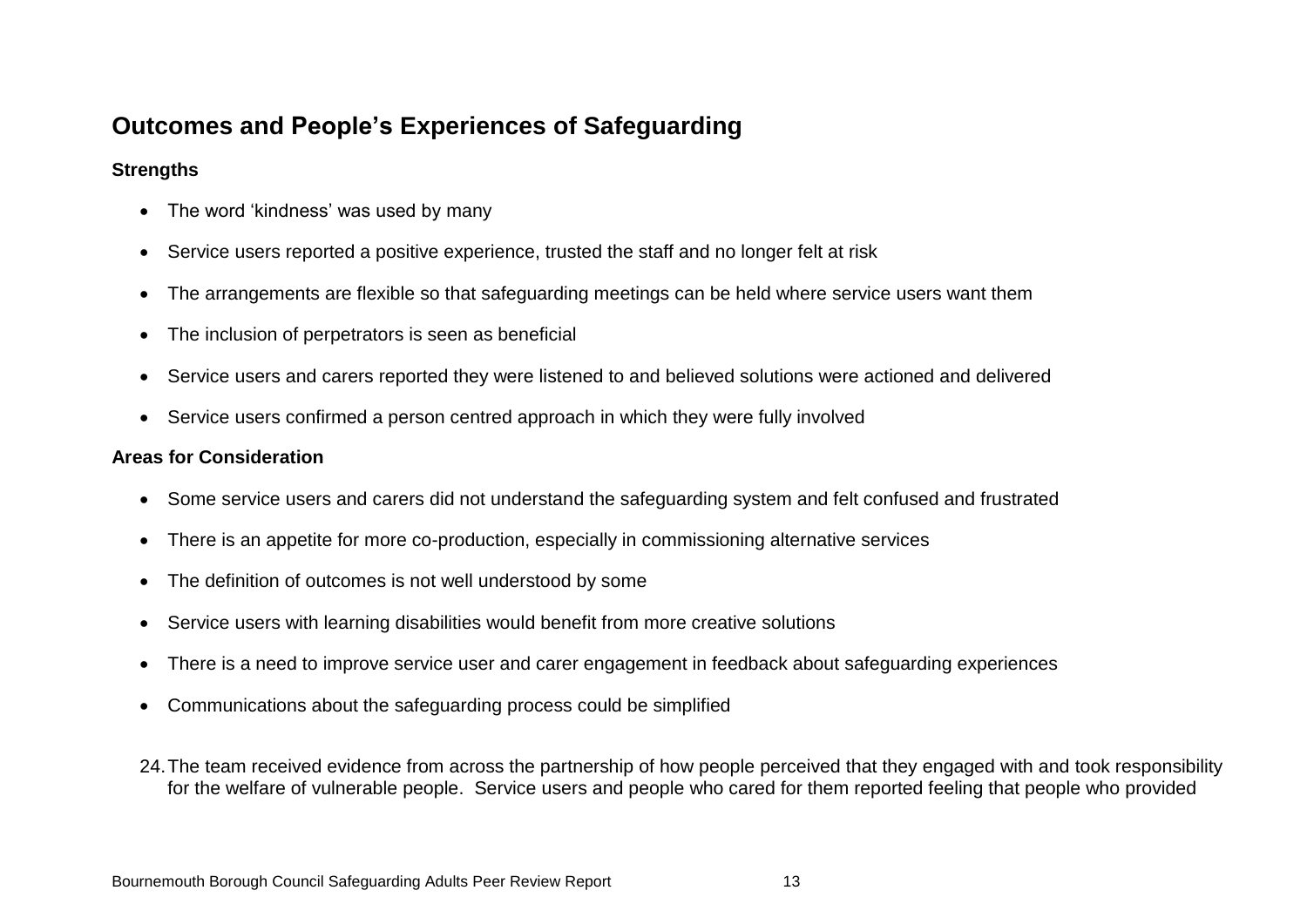## Outcomes and People's Experiences of Safeguarding

**Strengths**

- The word 'kindness' was used by many
- Service users reported a positive experience, trusted the staff and no longer felt at risk
- The arrangements are flexible so that safeguarding meetings can be held where service users want them
- The inclusion of perpetrators is seen as beneficial
- Service users and carers reported they were listened to and believed solutions were actioned and delivered
- Service users confirmed a person centred approach in which they were fully involved

**Areas for Consideration**

- Some service users and carers did not understand the safeguarding system and felt confused and frustrated
- There is an appetite for more co-production, especially in commissioning alternative services
- The definition of outcomes is not well understood by some
- Service users with learning disabilities would benefit from more creative solutions
- There is a need to improve service user and carer engagement in feedback about safeguarding experiences
- Communications about the safeguarding process could be simplified

24. The team received evidence from across the partnership of how people perceived that they engaged with and took responsibility for the welfare of vulnerable people. Service users and people who cared for them reported feeling that people who provided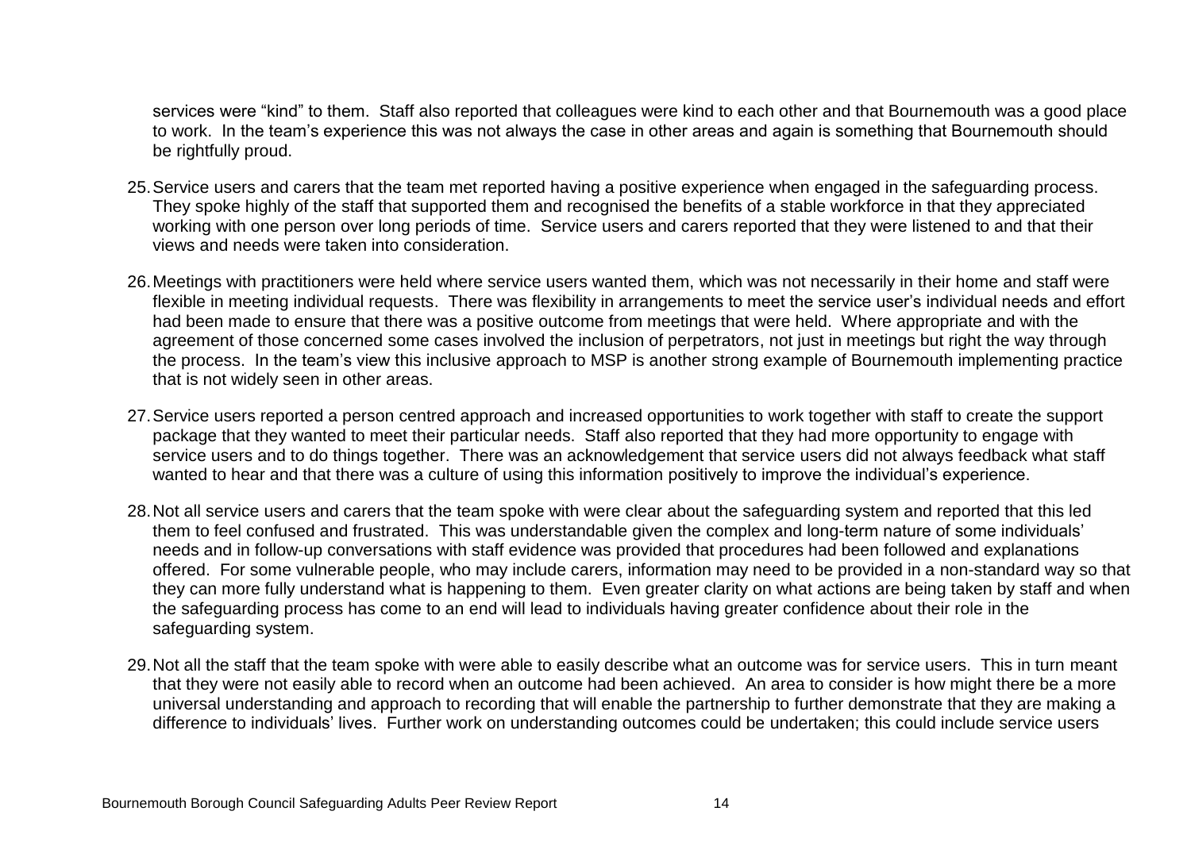services were "kind" to them. Staff also reported that colleagues were kind to each other and that Bournemouth was a good place to work. In the team's experience this was not always the case in other areas and again is something that Bournemouth should be rightfully proud.

25. Service users and carers that the team met reported having a positive experience when engaged in the safeguarding process. They spoke highly of the staff that supported them and recognised the benefits of a stable workforce in that they appreciated working with one person over long periods of time. Service users and carers reported that they were listened to and that their views and needs were taken into consideration.

26. Meetings with practitioners were held where service users wanted them, which was not necessarily in their home and staff were flexible in meeting individual requests. There was flexibility in arrangements to meet the service user's individual needs and effort had been made to ensure that there was a positive outcome from meetings that were held. Where appropriate and with the agreement of those concerned some cases involved the inclusion of perpetrators, not just in meetings but right the way through the process. In the team's view this inclusive approach to MSP is another strong example of Bournemouth implementing practice that is not widely seen in other areas.

27. Service users reported a person centred approach and increased opportunities to work together with staff to create the support package that they wanted to meet their particular needs. Staff also reported that they had more opportunity to engage with service users and to do things together. There was an acknowledgement that service users did not always feedback what staff wanted to hear and that there was a culture of using this information positively to improve the individual's experience.

28. Not all service users and carers that the team spoke with were clear about the safeguarding system and reported that this led them to feel confused and frustrated. This was understandable given the complex and long-term nature of some individuals' needs and in follow-up conversations with staff evidence was provided that procedures had been followed and explanations offered. For some vulnerable people, who may include carers, information may need to be provided in a non-standard way so that they can more fully understand what is happening to them. Even greater clarity on what actions are being taken by staff and when the safeguarding process has come to an end will lead to individuals having greater confidence about their role in the safeguarding system.

29. Not all the staff that the team spoke with were able to easily describe what an outcome was for service users. This in turn meant that they were not easily able to record when an outcome had been achieved. An area to consider is how might there be a more universal understanding and approach to recording that will enable the partnership to further demonstrate that they are making a difference to individuals' lives. Further work on understanding outcomes could be undertaken; this could include service users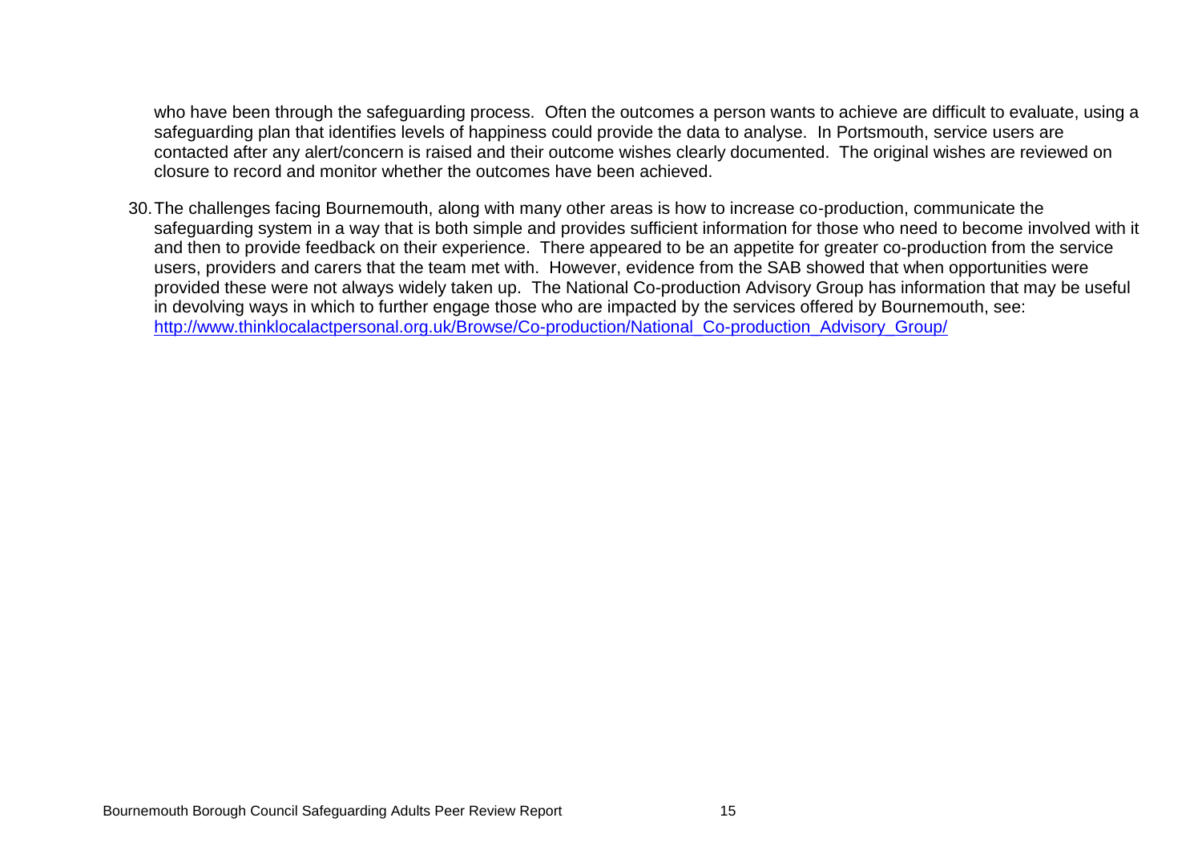who have been through the safeguarding process. Often the outcomes a person wants to achieve are difficult to evaluate, using a safeguarding plan that identifies levels of happiness could provide the data to analyse. In Portsmouth, service users are contacted after any alert/concern is raised and their outcome wishes clearly documented. The original wishes are reviewed on closure to record and monitor whether the outcomes have been achieved.

30. The challenges facing Bournemouth, along with many other areas is how to increase co-production, communicate the safeguarding system in a way that is both simple and provides sufficient information for those who need to become involved with it and then to provide feedback on their experience. There appeared to be an appetite for greater co-production from the service users, providers and carers that the team met with. However, evidence from the SAB showed that when opportunities were provided these were not always widely taken up. The National Co-production Advisory Group has information that may be useful in devolving ways in which to further engage those who are impacted by the services offered by Bournemouth, see: http://www.thinklocalactpersonal.org.uk/Browse/Co-production/National_Co-production_Advisory_Group/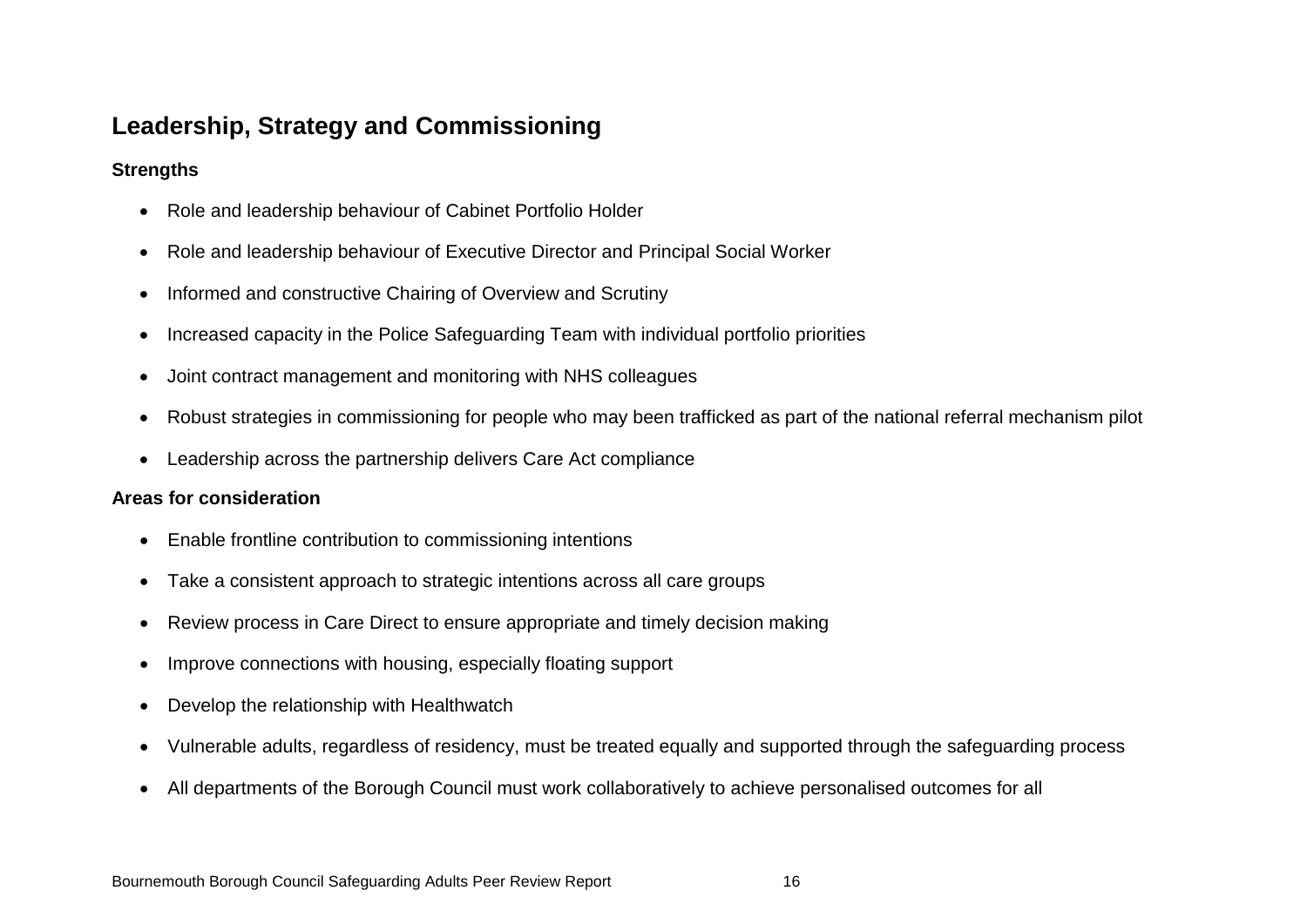## Leadership, Strategy and Commissioning

**Strengths**

- Role and leadership behaviour of Cabinet Portfolio Holder
- Role and leadership behaviour of Executive Director and Principal Social Worker
- Informed and constructive Chairing of Overview and Scrutiny
- Increased capacity in the Police Safeguarding Team with individual portfolio priorities
- Joint contract management and monitoring with NHS colleagues
- Robust strategies in commissioning for people who may been trafficked as part of the national referral mechanism pilot
- Leadership across the partnership delivers Care Act compliance

**Areas for consideration**

- Enable frontline contribution to commissioning intentions
- Take a consistent approach to strategic intentions across all care groups
- Review process in Care Direct to ensure appropriate and timely decision making
- Improve connections with housing, especially floating support
- Develop the relationship with Healthwatch
- Vulnerable adults, regardless of residency, must be treated equally and supported through the safeguarding process
- All departments of the Borough Council must work collaboratively to achieve personalised outcomes for all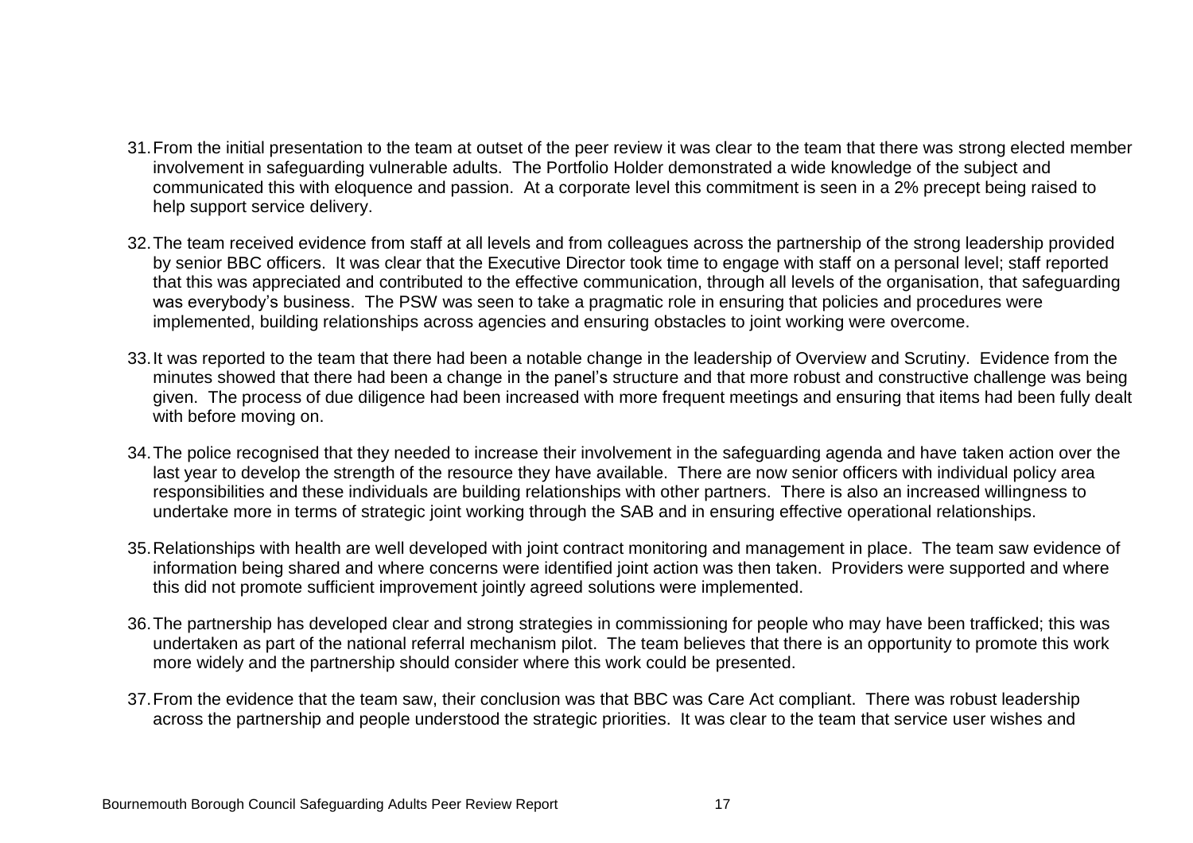31. From the initial presentation to the team at outset of the peer review it was clear to the team that there was strong elected member involvement in safeguarding vulnerable adults. The Portfolio Holder demonstrated a wide knowledge of the subject and communicated this with eloquence and passion. At a corporate level this commitment is seen in a 2% precept being raised to help support service delivery.

32. The team received evidence from staff at all levels and from colleagues across the partnership of the strong leadership provided by senior BBC officers. It was clear that the Executive Director took time to engage with staff on a personal level; staff reported that this was appreciated and contributed to the effective communication, through all levels of the organisation, that safeguarding was everybody's business. The PSW was seen to take a pragmatic role in ensuring that policies and procedures were implemented, building relationships across agencies and ensuring obstacles to joint working were overcome.

33. It was reported to the team that there had been a notable change in the leadership of Overview and Scrutiny. Evidence from the minutes showed that there had been a change in the panel's structure and that more robust and constructive challenge was being given. The process of due diligence had been increased with more frequent meetings and ensuring that items had been fully dealt with before moving on.

34. The police recognised that they needed to increase their involvement in the safeguarding agenda and have taken action over the last year to develop the strength of the resource they have available. There are now senior officers with individual policy area responsibilities and these individuals are building relationships with other partners. There is also an increased willingness to undertake more in terms of strategic joint working through the SAB and in ensuring effective operational relationships.

35. Relationships with health are well developed with joint contract monitoring and management in place. The team saw evidence of information being shared and where concerns were identified joint action was then taken. Providers were supported and where this did not promote sufficient improvement jointly agreed solutions were implemented.

36. The partnership has developed clear and strong strategies in commissioning for people who may have been trafficked; this was undertaken as part of the national referral mechanism pilot. The team believes that there is an opportunity to promote this work more widely and the partnership should consider where this work could be presented.

37. From the evidence that the team saw, their conclusion was that BBC was Care Act compliant. There was robust leadership across the partnership and people understood the strategic priorities. It was clear to the team that service user wishes and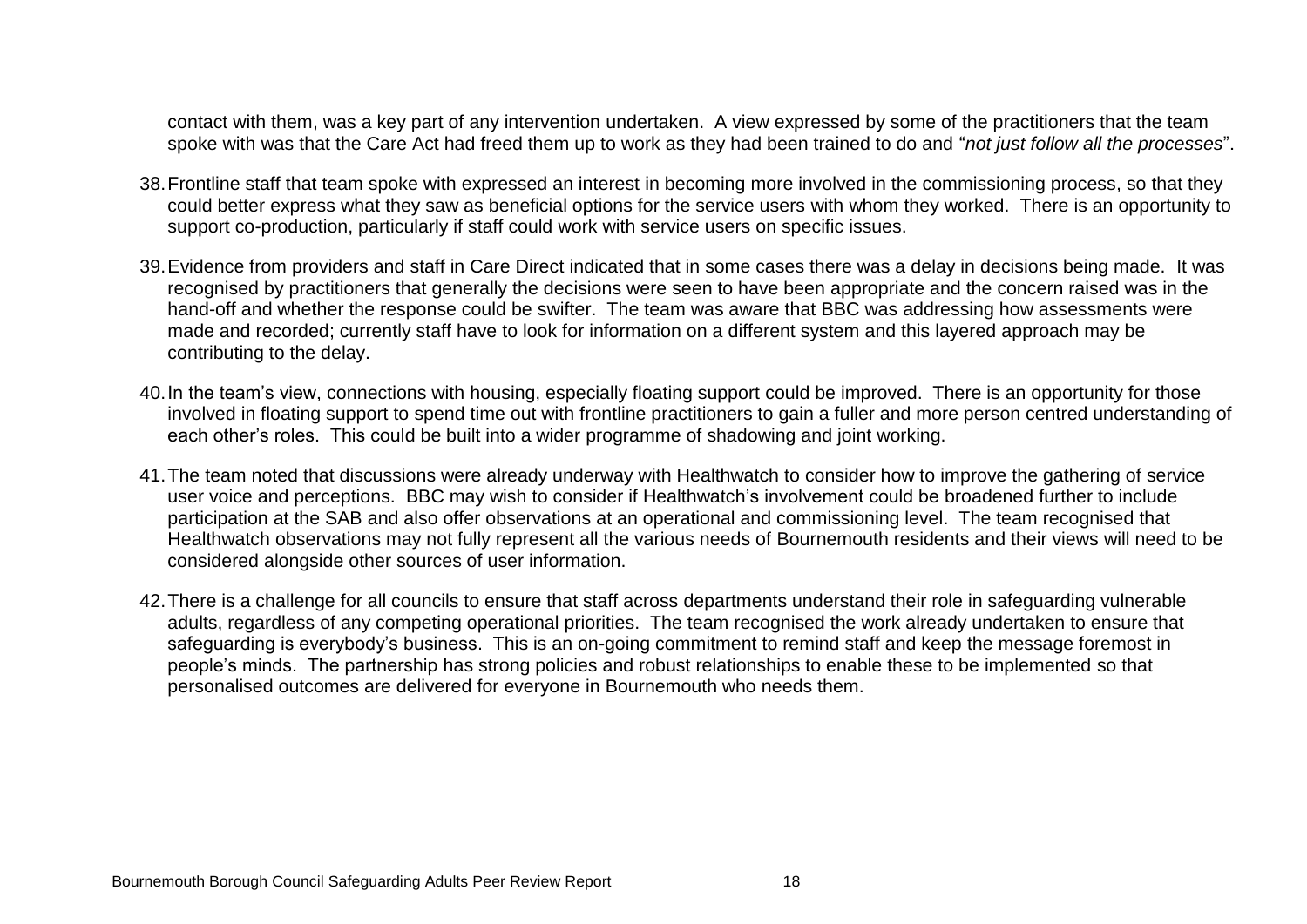contact with them, was a key part of any intervention undertaken. A view expressed by some of the practitioners that the team spoke with was that the Care Act had freed them up to work as they had been trained to do and "*not just follow all the processes*".

38. Frontline staff that team spoke with expressed an interest in becoming more involved in the commissioning process, so that they could better express what they saw as beneficial options for the service users with whom they worked. There is an opportunity to support co-production, particularly if staff could work with service users on specific issues.

39. Evidence from providers and staff in Care Direct indicated that in some cases there was a delay in decisions being made. It was recognised by practitioners that generally the decisions were seen to have been appropriate and the concern raised was in the hand-off and whether the response could be swifter. The team was aware that BBC was addressing how assessments were made and recorded; currently staff have to look for information on a different system and this layered approach may be contributing to the delay.

40. In the team's view, connections with housing, especially floating support could be improved. There is an opportunity for those involved in floating support to spend time out with frontline practitioners to gain a fuller and more person centred understanding of each other's roles. This could be built into a wider programme of shadowing and joint working.

41. The team noted that discussions were already underway with Healthwatch to consider how to improve the gathering of service user voice and perceptions. BBC may wish to consider if Healthwatch's involvement could be broadened further to include participation at the SAB and also offer observations at an operational and commissioning level. The team recognised that Healthwatch observations may not fully represent all the various needs of Bournemouth residents and their views will need to be considered alongside other sources of user information.

42. There is a challenge for all councils to ensure that staff across departments understand their role in safeguarding vulnerable adults, regardless of any competing operational priorities. The team recognised the work already undertaken to ensure that safeguarding is everybody's business. This is an on-going commitment to remind staff and keep the message foremost in people's minds. The partnership has strong policies and robust relationships to enable these to be implemented so that personalised outcomes are delivered for everyone in Bournemouth who needs them.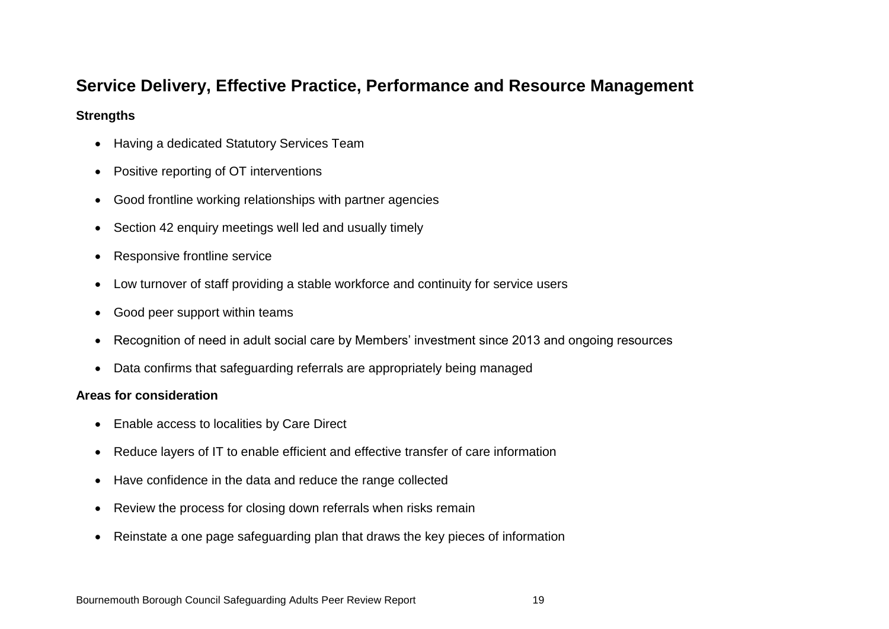## Service Delivery, Effective Practice, Performance and Resource Management

**Strengths**

- Having a dedicated Statutory Services Team
- Positive reporting of OT interventions
- Good frontline working relationships with partner agencies
- Section 42 enquiry meetings well led and usually timely
- Responsive frontline service
- Low turnover of staff providing a stable workforce and continuity for service users
- Good peer support within teams
- Recognition of need in adult social care by Members' investment since 2013 and ongoing resources
- Data confirms that safeguarding referrals are appropriately being managed

**Areas for consideration**

- Enable access to localities by Care Direct
- Reduce layers of IT to enable efficient and effective transfer of care information
- Have confidence in the data and reduce the range collected
- Review the process for closing down referrals when risks remain
- Reinstate a one page safeguarding plan that draws the key pieces of information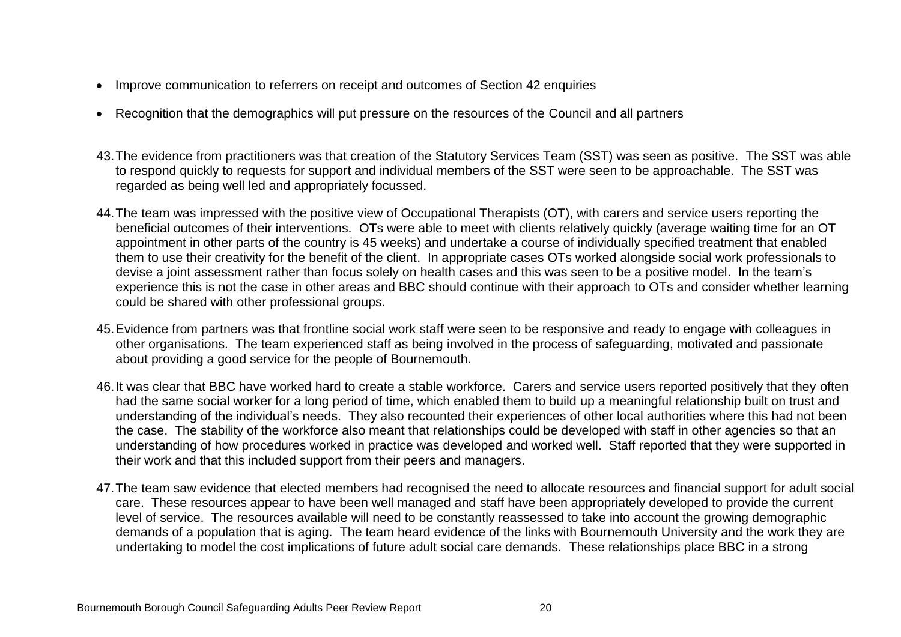- Improve communication to referrers on receipt and outcomes of Section 42 enquiries
- Recognition that the demographics will put pressure on the resources of the Council and all partners

43. The evidence from practitioners was that creation of the Statutory Services Team (SST) was seen as positive. The SST was able to respond quickly to requests for support and individual members of the SST were seen to be approachable. The SST was regarded as being well led and appropriately focussed.

44. The team was impressed with the positive view of Occupational Therapists (OT), with carers and service users reporting the beneficial outcomes of their interventions. OTs were able to meet with clients relatively quickly (average waiting time for an OT appointment in other parts of the country is 45 weeks) and undertake a course of individually specified treatment that enabled them to use their creativity for the benefit of the client. In appropriate cases OTs worked alongside social work professionals to devise a joint assessment rather than focus solely on health cases and this was seen to be a positive model. In the team's experience this is not the case in other areas and BBC should continue with their approach to OTs and consider whether learning could be shared with other professional groups.

45. Evidence from partners was that frontline social work staff were seen to be responsive and ready to engage with colleagues in other organisations. The team experienced staff as being involved in the process of safeguarding, motivated and passionate about providing a good service for the people of Bournemouth.

46. It was clear that BBC have worked hard to create a stable workforce. Carers and service users reported positively that they often had the same social worker for a long period of time, which enabled them to build up a meaningful relationship built on trust and understanding of the individual's needs. They also recounted their experiences of other local authorities where this had not been the case. The stability of the workforce also meant that relationships could be developed with staff in other agencies so that an understanding of how procedures worked in practice was developed and worked well. Staff reported that they were supported in their work and that this included support from their peers and managers.

47. The team saw evidence that elected members had recognised the need to allocate resources and financial support for adult social care. These resources appear to have been well managed and staff have been appropriately developed to provide the current level of service. The resources available will need to be constantly reassessed to take into account the growing demographic demands of a population that is aging. The team heard evidence of the links with Bournemouth University and the work they are undertaking to model the cost implications of future adult social care demands. These relationships place BBC in a strong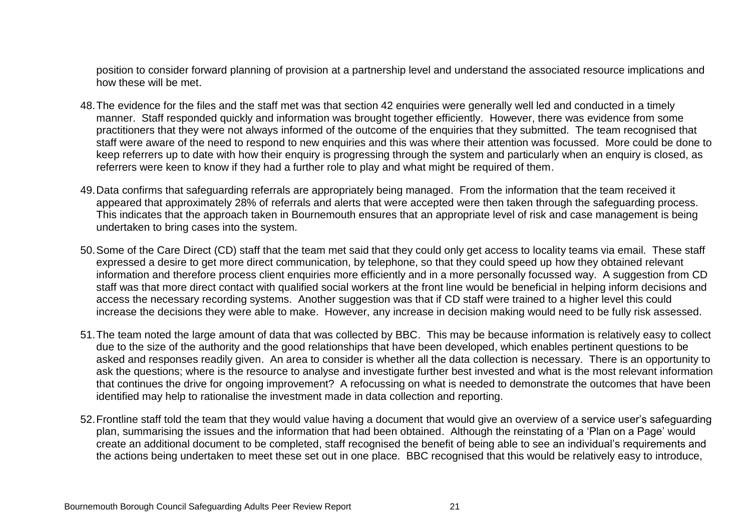position to consider forward planning of provision at a partnership level and understand the associated resource implications and how these will be met.

48. The evidence for the files and the staff met was that section 42 enquiries were generally well led and conducted in a timely manner. Staff responded quickly and information was brought together efficiently. However, there was evidence from some practitioners that they were not always informed of the outcome of the enquiries that they submitted. The team recognised that staff were aware of the need to respond to new enquiries and this was where their attention was focussed. More could be done to keep referrers up to date with how their enquiry is progressing through the system and particularly when an enquiry is closed, as referrers were keen to know if they had a further role to play and what might be required of them.

49. Data confirms that safeguarding referrals are appropriately being managed. From the information that the team received it appeared that approximately 28% of referrals and alerts that were accepted were then taken through the safeguarding process. This indicates that the approach taken in Bournemouth ensures that an appropriate level of risk and case management is being undertaken to bring cases into the system.

50. Some of the Care Direct (CD) staff that the team met said that they could only get access to locality teams via email. These staff expressed a desire to get more direct communication, by telephone, so that they could speed up how they obtained relevant information and therefore process client enquiries more efficiently and in a more personally focussed way. A suggestion from CD staff was that more direct contact with qualified social workers at the front line would be beneficial in helping inform decisions and access the necessary recording systems. Another suggestion was that if CD staff were trained to a higher level this could increase the decisions they were able to make. However, any increase in decision making would need to be fully risk assessed.

51. The team noted the large amount of data that was collected by BBC. This may be because information is relatively easy to collect due to the size of the authority and the good relationships that have been developed, which enables pertinent questions to be asked and responses readily given. An area to consider is whether all the data collection is necessary. There is an opportunity to ask the questions; where is the resource to analyse and investigate further best invested and what is the most relevant information that continues the drive for ongoing improvement? A refocussing on what is needed to demonstrate the outcomes that have been identified may help to rationalise the investment made in data collection and reporting.

52. Frontline staff told the team that they would value having a document that would give an overview of a service user's safeguarding plan, summarising the issues and the information that had been obtained. Although the reinstating of a 'Plan on a Page' would create an additional document to be completed, staff recognised the benefit of being able to see an individual's requirements and the actions being undertaken to meet these set out in one place. BBC recognised that this would be relatively easy to introduce,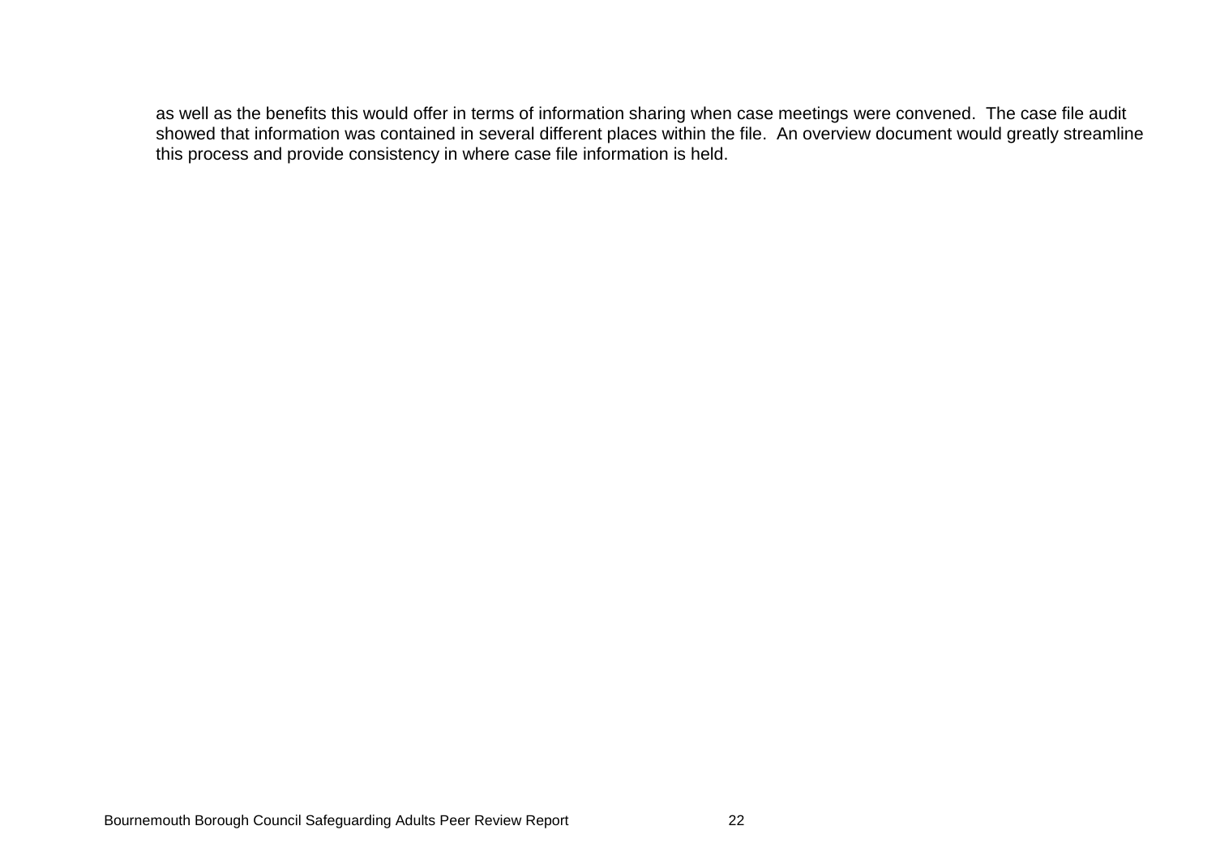as well as the benefits this would offer in terms of information sharing when case meetings were convened. The case file audit showed that information was contained in several different places within the file. An overview document would greatly streamline this process and provide consistency in where case file information is held.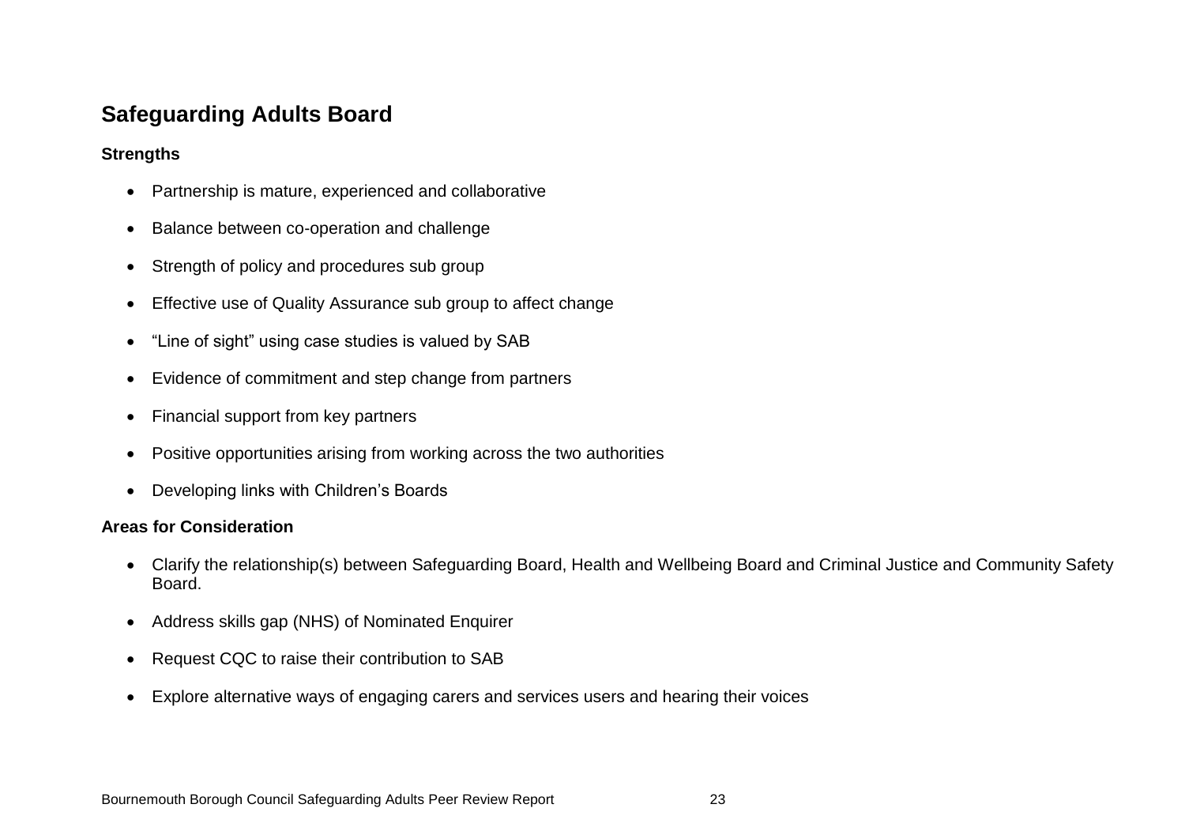## Safeguarding Adults Board

**Strengths**

- Partnership is mature, experienced and collaborative
- Balance between co-operation and challenge
- Strength of policy and procedures sub group
- Effective use of Quality Assurance sub group to affect change
- "Line of sight" using case studies is valued by SAB
- Evidence of commitment and step change from partners
- Financial support from key partners
- Positive opportunities arising from working across the two authorities
- Developing links with Children's Boards

**Areas for Consideration**

- Clarify the relationship(s) between Safeguarding Board, Health and Wellbeing Board and Criminal Justice and Community Safety Board.
- Address skills gap (NHS) of Nominated Enquirer
- Request CQC to raise their contribution to SAB
- Explore alternative ways of engaging carers and services users and hearing their voices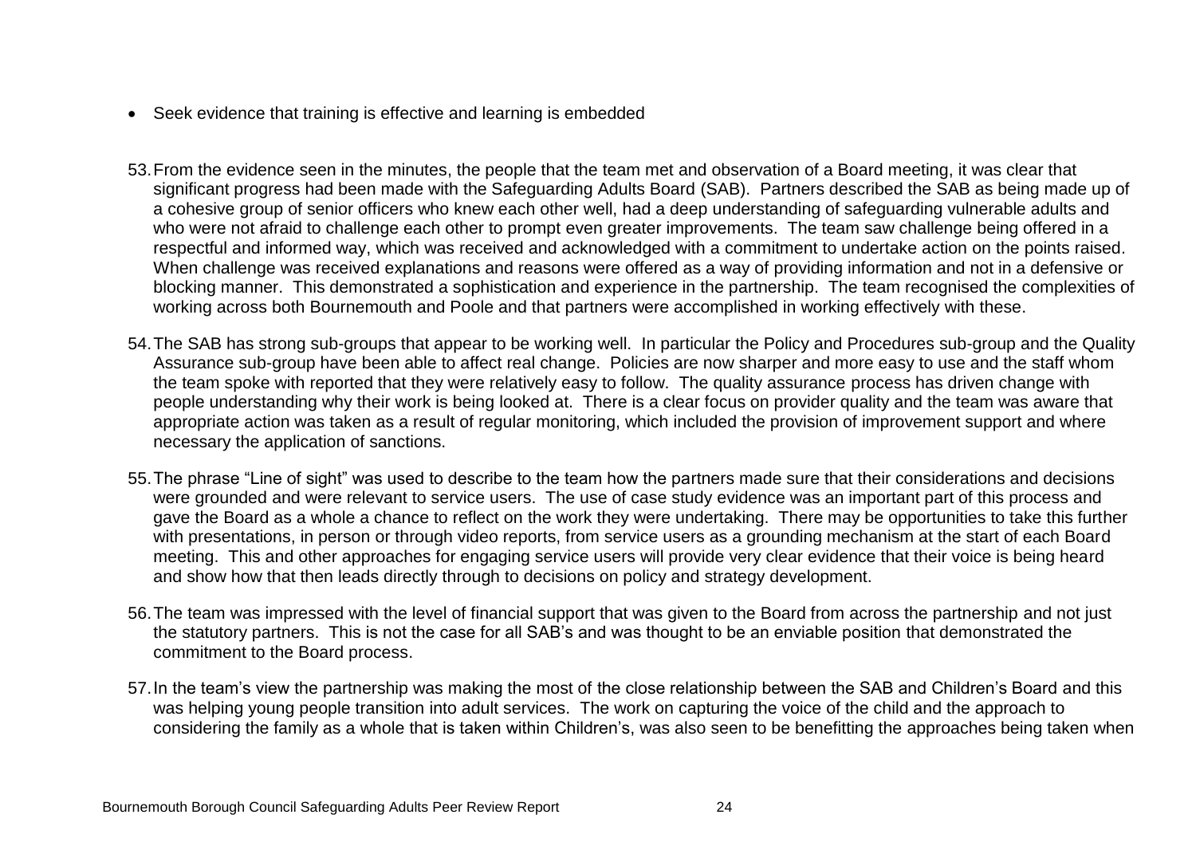- Seek evidence that training is effective and learning is embedded

53. From the evidence seen in the minutes, the people that the team met and observation of a Board meeting, it was clear that significant progress had been made with the Safeguarding Adults Board (SAB). Partners described the SAB as being made up of a cohesive group of senior officers who knew each other well, had a deep understanding of safeguarding vulnerable adults and who were not afraid to challenge each other to prompt even greater improvements. The team saw challenge being offered in a respectful and informed way, which was received and acknowledged with a commitment to undertake action on the points raised. When challenge was received explanations and reasons were offered as a way of providing information and not in a defensive or blocking manner. This demonstrated a sophistication and experience in the partnership. The team recognised the complexities of working across both Bournemouth and Poole and that partners were accomplished in working effectively with these.

54. The SAB has strong sub-groups that appear to be working well. In particular the Policy and Procedures sub-group and the Quality Assurance sub-group have been able to affect real change. Policies are now sharper and more easy to use and the staff whom the team spoke with reported that they were relatively easy to follow. The quality assurance process has driven change with people understanding why their work is being looked at. There is a clear focus on provider quality and the team was aware that appropriate action was taken as a result of regular monitoring, which included the provision of improvement support and where necessary the application of sanctions.

55. The phrase "Line of sight" was used to describe to the team how the partners made sure that their considerations and decisions were grounded and were relevant to service users. The use of case study evidence was an important part of this process and gave the Board as a whole a chance to reflect on the work they were undertaking. There may be opportunities to take this further with presentations, in person or through video reports, from service users as a grounding mechanism at the start of each Board meeting. This and other approaches for engaging service users will provide very clear evidence that their voice is being heard and show how that then leads directly through to decisions on policy and strategy development.

56. The team was impressed with the level of financial support that was given to the Board from across the partnership and not just the statutory partners. This is not the case for all SAB's and was thought to be an enviable position that demonstrated the commitment to the Board process.

57. In the team's view the partnership was making the most of the close relationship between the SAB and Children's Board and this was helping young people transition into adult services. The work on capturing the voice of the child and the approach to considering the family as a whole that is taken within Children's, was also seen to be benefitting the approaches being taken when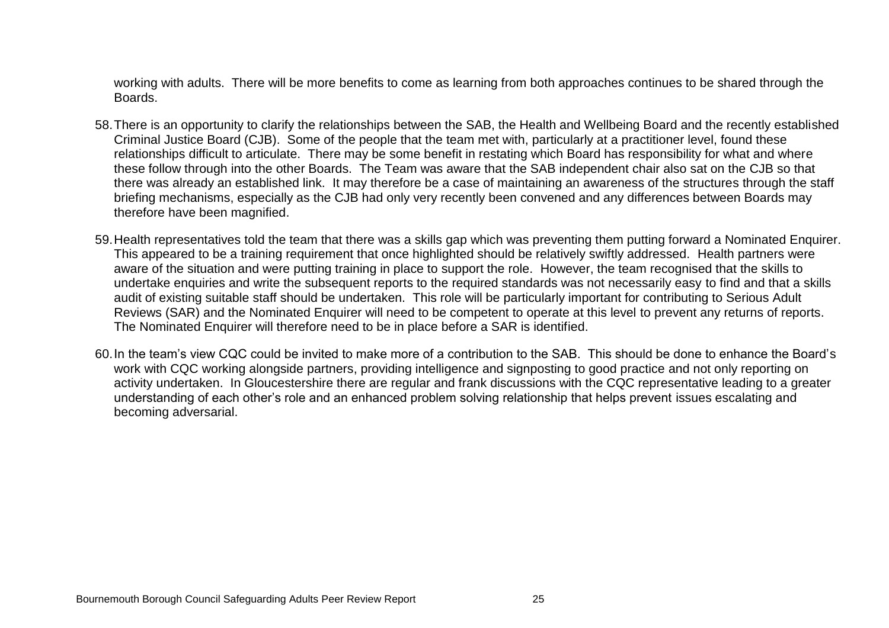working with adults. There will be more benefits to come as learning from both approaches continues to be shared through the Boards.

58. There is an opportunity to clarify the relationships between the SAB, the Health and Wellbeing Board and the recently established Criminal Justice Board (CJB). Some of the people that the team met with, particularly at a practitioner level, found these relationships difficult to articulate. There may be some benefit in restating which Board has responsibility for what and where these follow through into the other Boards. The Team was aware that the SAB independent chair also sat on the CJB so that there was already an established link. It may therefore be a case of maintaining an awareness of the structures through the staff briefing mechanisms, especially as the CJB had only very recently been convened and any differences between Boards may therefore have been magnified.

59. Health representatives told the team that there was a skills gap which was preventing them putting forward a Nominated Enquirer. This appeared to be a training requirement that once highlighted should be relatively swiftly addressed. Health partners were aware of the situation and were putting training in place to support the role. However, the team recognised that the skills to undertake enquiries and write the subsequent reports to the required standards was not necessarily easy to find and that a skills audit of existing suitable staff should be undertaken. This role will be particularly important for contributing to Serious Adult Reviews (SAR) and the Nominated Enquirer will need to be competent to operate at this level to prevent any returns of reports. The Nominated Enquirer will therefore need to be in place before a SAR is identified.

60. In the team's view CQC could be invited to make more of a contribution to the SAB. This should be done to enhance the Board's work with CQC working alongside partners, providing intelligence and signposting to good practice and not only reporting on activity undertaken. In Gloucestershire there are regular and frank discussions with the CQC representative leading to a greater understanding of each other's role and an enhanced problem solving relationship that helps prevent issues escalating and becoming adversarial.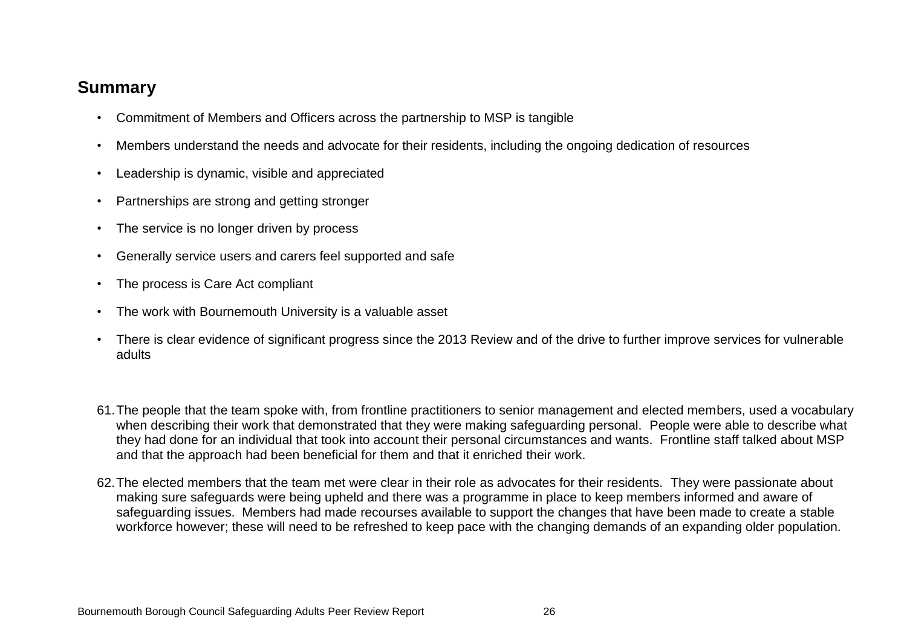## Summary

- Commitment of Members and Officers across the partnership to MSP is tangible
- Members understand the needs and advocate for their residents, including the ongoing dedication of resources
- Leadership is dynamic, visible and appreciated
- Partnerships are strong and getting stronger
- The service is no longer driven by process
- Generally service users and carers feel supported and safe
- The process is Care Act compliant
- The work with Bournemouth University is a valuable asset
- There is clear evidence of significant progress since the 2013 Review and of the drive to further improve services for vulnerable adults

61. The people that the team spoke with, from frontline practitioners to senior management and elected members, used a vocabulary when describing their work that demonstrated that they were making safeguarding personal. People were able to describe what they had done for an individual that took into account their personal circumstances and wants. Frontline staff talked about MSP and that the approach had been beneficial for them and that it enriched their work.

62. The elected members that the team met were clear in their role as advocates for their residents. They were passionate about making sure safeguards were being upheld and there was a programme in place to keep members informed and aware of safeguarding issues. Members had made recourses available to support the changes that have been made to create a stable workforce however; these will need to be refreshed to keep pace with the changing demands of an expanding older population.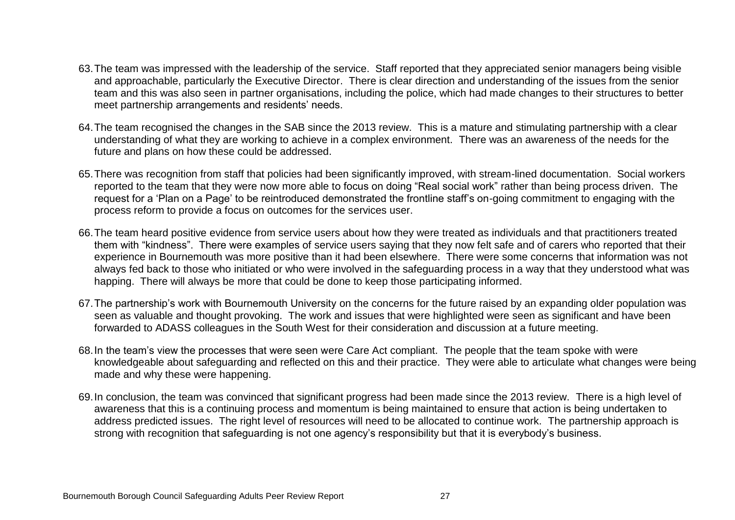63. The team was impressed with the leadership of the service. Staff reported that they appreciated senior managers being visible and approachable, particularly the Executive Director. There is clear direction and understanding of the issues from the senior team and this was also seen in partner organisations, including the police, which had made changes to their structures to better meet partnership arrangements and residents' needs.

64. The team recognised the changes in the SAB since the 2013 review. This is a mature and stimulating partnership with a clear understanding of what they are working to achieve in a complex environment. There was an awareness of the needs for the future and plans on how these could be addressed.

65. There was recognition from staff that policies had been significantly improved, with stream-lined documentation. Social workers reported to the team that they were now more able to focus on doing "Real social work" rather than being process driven. The request for a 'Plan on a Page' to be reintroduced demonstrated the frontline staff's on-going commitment to engaging with the process reform to provide a focus on outcomes for the services user.

66. The team heard positive evidence from service users about how they were treated as individuals and that practitioners treated them with "kindness". There were examples of service users saying that they now felt safe and of carers who reported that their experience in Bournemouth was more positive than it had been elsewhere. There were some concerns that information was not always fed back to those who initiated or who were involved in the safeguarding process in a way that they understood what was happing. There will always be more that could be done to keep those participating informed.

67. The partnership's work with Bournemouth University on the concerns for the future raised by an expanding older population was seen as valuable and thought provoking. The work and issues that were highlighted were seen as significant and have been forwarded to ADASS colleagues in the South West for their consideration and discussion at a future meeting.

68. In the team's view the processes that were seen were Care Act compliant. The people that the team spoke with were knowledgeable about safeguarding and reflected on this and their practice. They were able to articulate what changes were being made and why these were happening.

69. In conclusion, the team was convinced that significant progress had been made since the 2013 review. There is a high level of awareness that this is a continuing process and momentum is being maintained to ensure that action is being undertaken to address predicted issues. The right level of resources will need to be allocated to continue work. The partnership approach is strong with recognition that safeguarding is not one agency's responsibility but that it is everybody's business.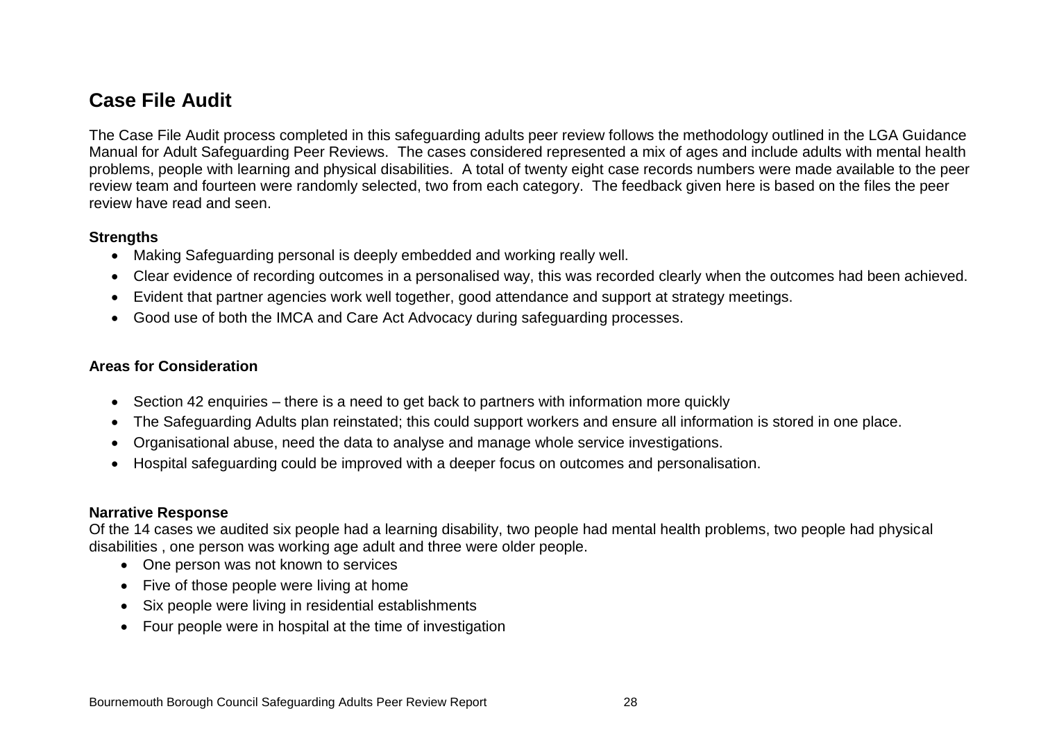## Case File Audit

The Case File Audit process completed in this safeguarding adults peer review follows the methodology outlined in the LGA Guidance Manual for Adult Safeguarding Peer Reviews. The cases considered represented a mix of ages and include adults with mental health problems, people with learning and physical disabilities. A total of twenty eight case records numbers were made available to the peer review team and fourteen were randomly selected, two from each category. The feedback given here is based on the files the peer review have read and seen.

**Strengths**

- Making Safeguarding personal is deeply embedded and working really well.
- Clear evidence of recording outcomes in a personalised way, this was recorded clearly when the outcomes had been achieved.
- Evident that partner agencies work well together, good attendance and support at strategy meetings.
- Good use of both the IMCA and Care Act Advocacy during safeguarding processes.

**Areas for Consideration**

- Section 42 enquiries – there is a need to get back to partners with information more quickly
- The Safeguarding Adults plan reinstated; this could support workers and ensure all information is stored in one place.
- Organisational abuse, need the data to analyse and manage whole service investigations.
- Hospital safeguarding could be improved with a deeper focus on outcomes and personalisation.

**Narrative Response**

Of the 14 cases we audited six people had a learning disability, two people had mental health problems, two people had physical disabilities , one person was working age adult and three were older people.

- One person was not known to services
- Five of those people were living at home
- Six people were living in residential establishments
- Four people were in hospital at the time of investigation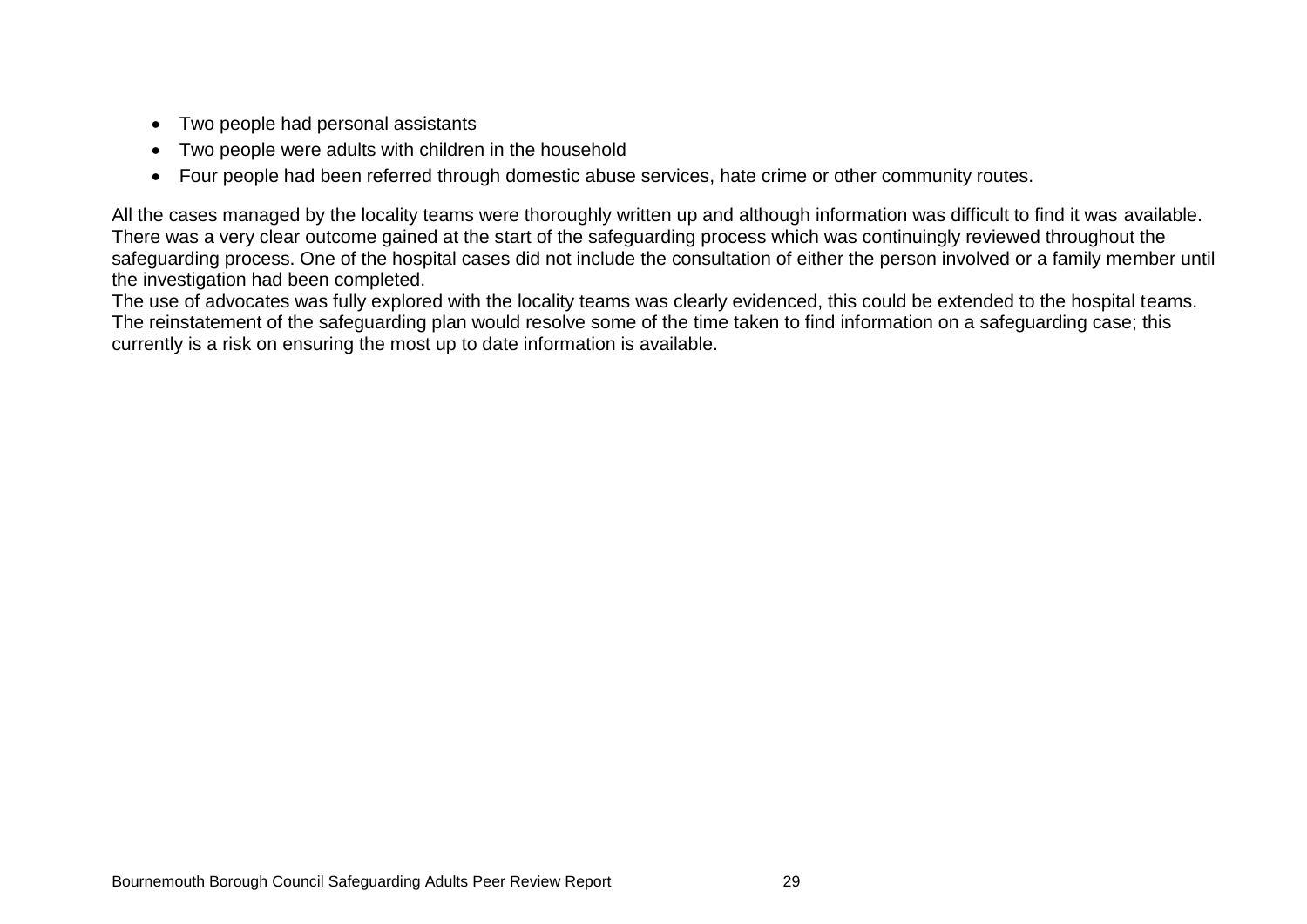- Two people had personal assistants
- Two people were adults with children in the household
- Four people had been referred through domestic abuse services, hate crime or other community routes.

All the cases managed by the locality teams were thoroughly written up and although information was difficult to find it was available. There was a very clear outcome gained at the start of the safeguarding process which was continuingly reviewed throughout the safeguarding process. One of the hospital cases did not include the consultation of either the person involved or a family member until the investigation had been completed.

The use of advocates was fully explored with the locality teams was clearly evidenced, this could be extended to the hospital teams. The reinstatement of the safeguarding plan would resolve some of the time taken to find information on a safeguarding case; this currently is a risk on ensuring the most up to date information is available.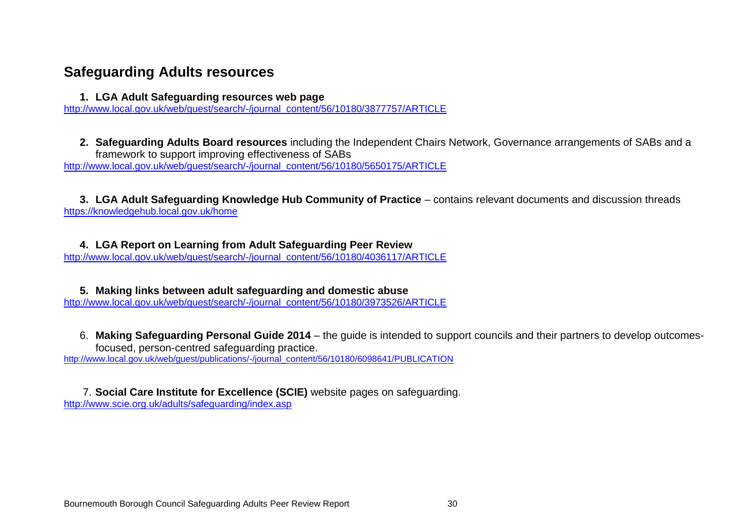## Safeguarding Adults resources

1. **LGA Adult Safeguarding resources web page**
http://www.local.gov.uk/web/guest/search/-/journal_content/56/10180/3877757/ARTICLE

2. **Safeguarding Adults Board resources** including the Independent Chairs Network, Governance arrangements of SABs and a framework to support improving effectiveness of SABs
http://www.local.gov.uk/web/guest/search/-/journal_content/56/10180/5650175/ARTICLE

3. **LGA Adult Safeguarding Knowledge Hub Community of Practice** – contains relevant documents and discussion threads
https://knowledgehub.local.gov.uk/home

4. **LGA Report on Learning from Adult Safeguarding Peer Review**
http://www.local.gov.uk/web/guest/search/-/journal_content/56/10180/4036117/ARTICLE

5. **Making links between adult safeguarding and domestic abuse**
http://www.local.gov.uk/web/guest/search/-/journal_content/56/10180/3973526/ARTICLE

6. **Making Safeguarding Personal Guide 2014** – the guide is intended to support councils and their partners to develop outcomes-focused, person-centred safeguarding practice.
http://www.local.gov.uk/web/guest/publications/-/journal_content/56/10180/6098641/PUBLICATION

7. **Social Care Institute for Excellence (SCIE)** website pages on safeguarding.
http://www.scie.org.uk/adults/safeguarding/index.asp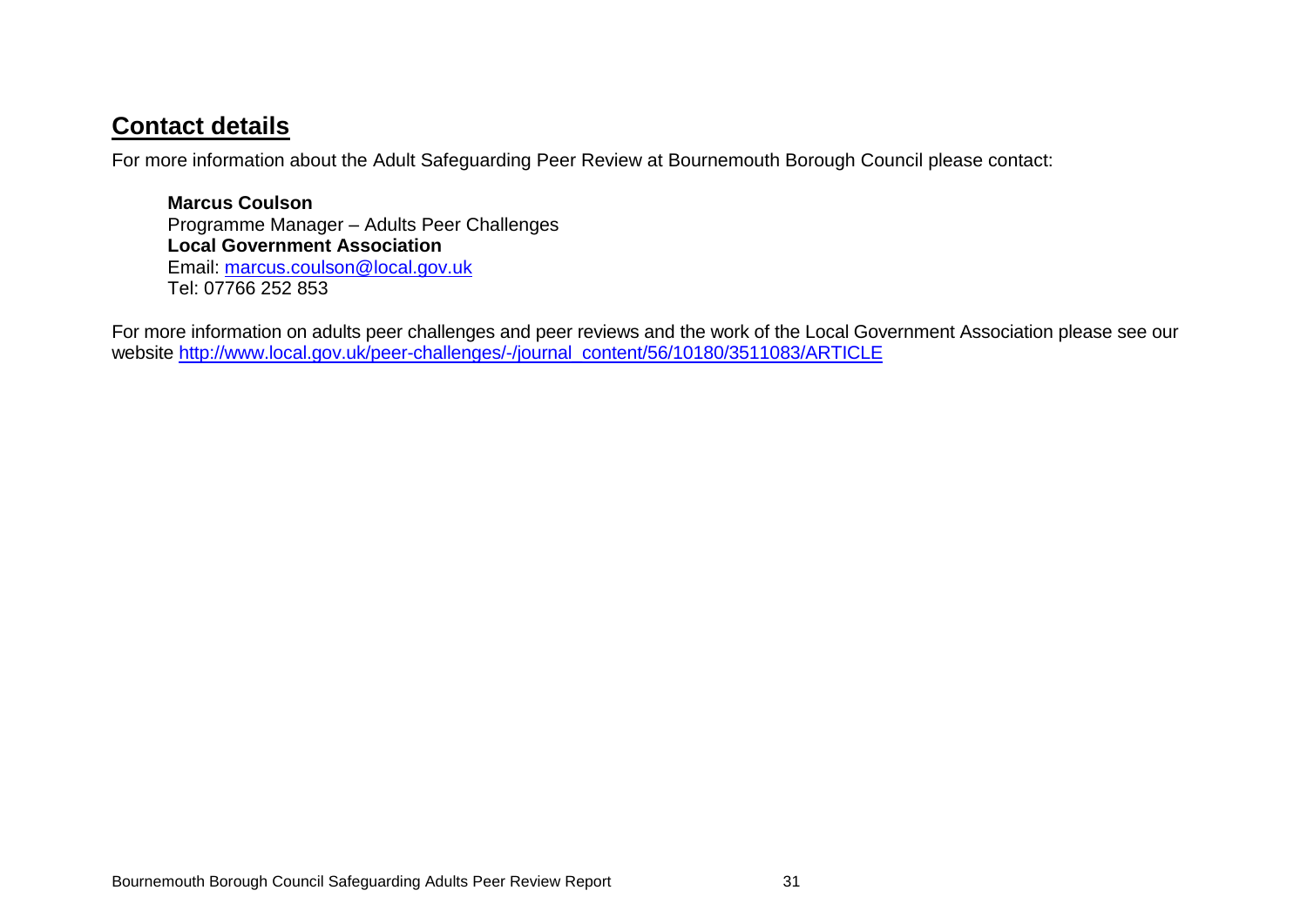## Contact details

For more information about the Adult Safeguarding Peer Review at Bournemouth Borough Council please contact:

**Marcus Coulson**
Programme Manager – Adults Peer Challenges
**Local Government Association**
Email: marcus.coulson@local.gov.uk
Tel: 07766 252 853

For more information on adults peer challenges and peer reviews and the work of the Local Government Association please see our website http://www.local.gov.uk/peer-challenges/-/journal_content/56/10180/3511083/ARTICLE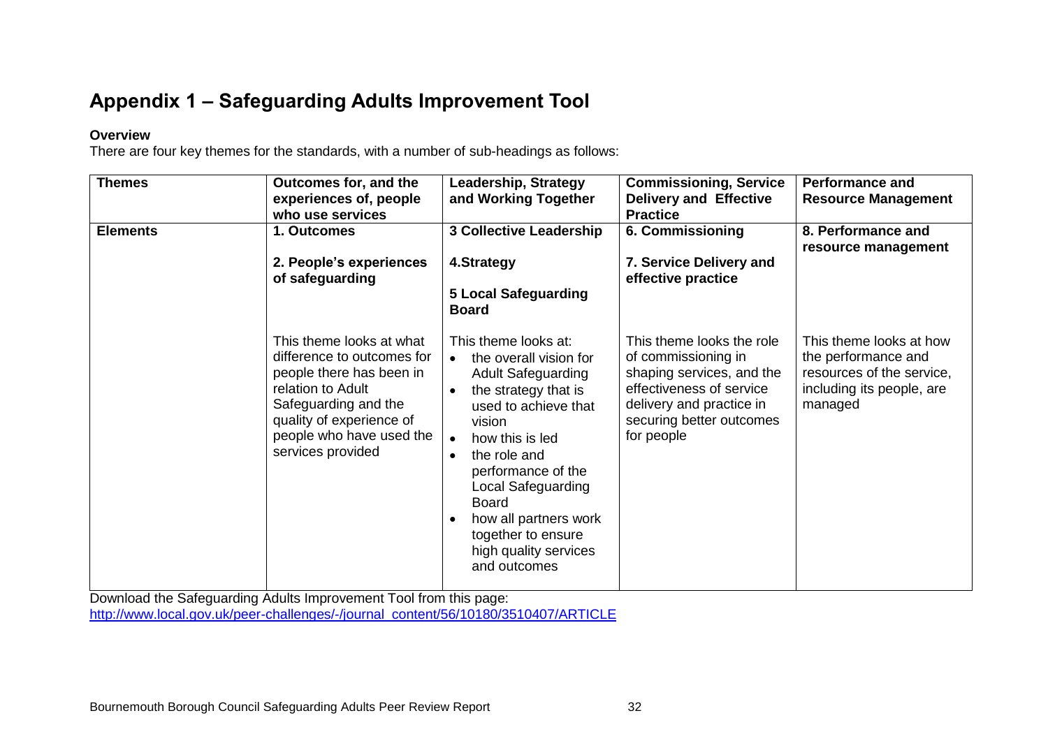# Appendix 1 – Safeguarding Adults Improvement Tool

**Overview**

There are four key themes for the standards, with a number of sub-headings as follows:

| **Themes** | **Outcomes for, and the experiences of, people who use services** | **Leadership, Strategy and Working Together** | **Commissioning, Service Delivery and Effective Practice** | **Performance and Resource Management** |
|---|---|---|---|---|
| **Elements** | **1. Outcomes**<br><br>**2. People's experiences of safeguarding** | **3 Collective Leadership**<br><br>**4.Strategy**<br><br>**5 Local Safeguarding Board** | **6. Commissioning**<br><br>**7. Service Delivery and effective practice** | **8. Performance and resource management** |
| | This theme looks at what difference to outcomes for people there has been in relation to Adult Safeguarding and the quality of experience of people who have used the services provided | This theme looks at:<br>• the overall vision for Adult Safeguarding<br>• the strategy that is used to achieve that vision<br>• how this is led<br>• the role and performance of the Local Safeguarding Board<br>• how all partners work together to ensure high quality services and outcomes | This theme looks the role of commissioning in shaping services, and the effectiveness of service delivery and practice in securing better outcomes for people | This theme looks at how the performance and resources of the service, including its people, are managed |

Download the Safeguarding Adults Improvement Tool from this page:
http://www.local.gov.uk/peer-challenges/-/journal_content/56/10180/3510407/ARTICLE